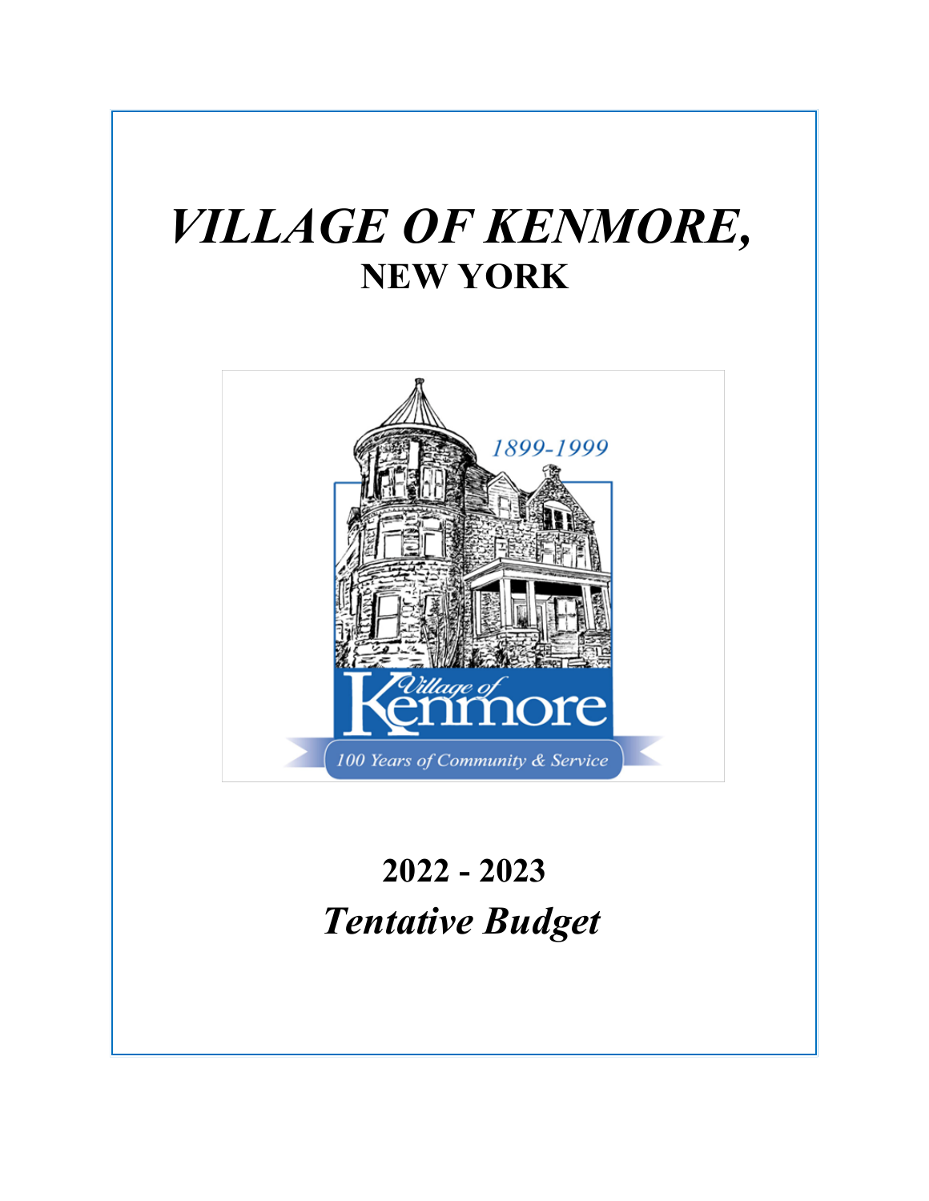# *VILLAGE OF KENMORE,*
## NEW YORK

1899-1999

Village of Kenmore

100 Years of Community & Service

# 2022 - 2023
# *Tentative Budget*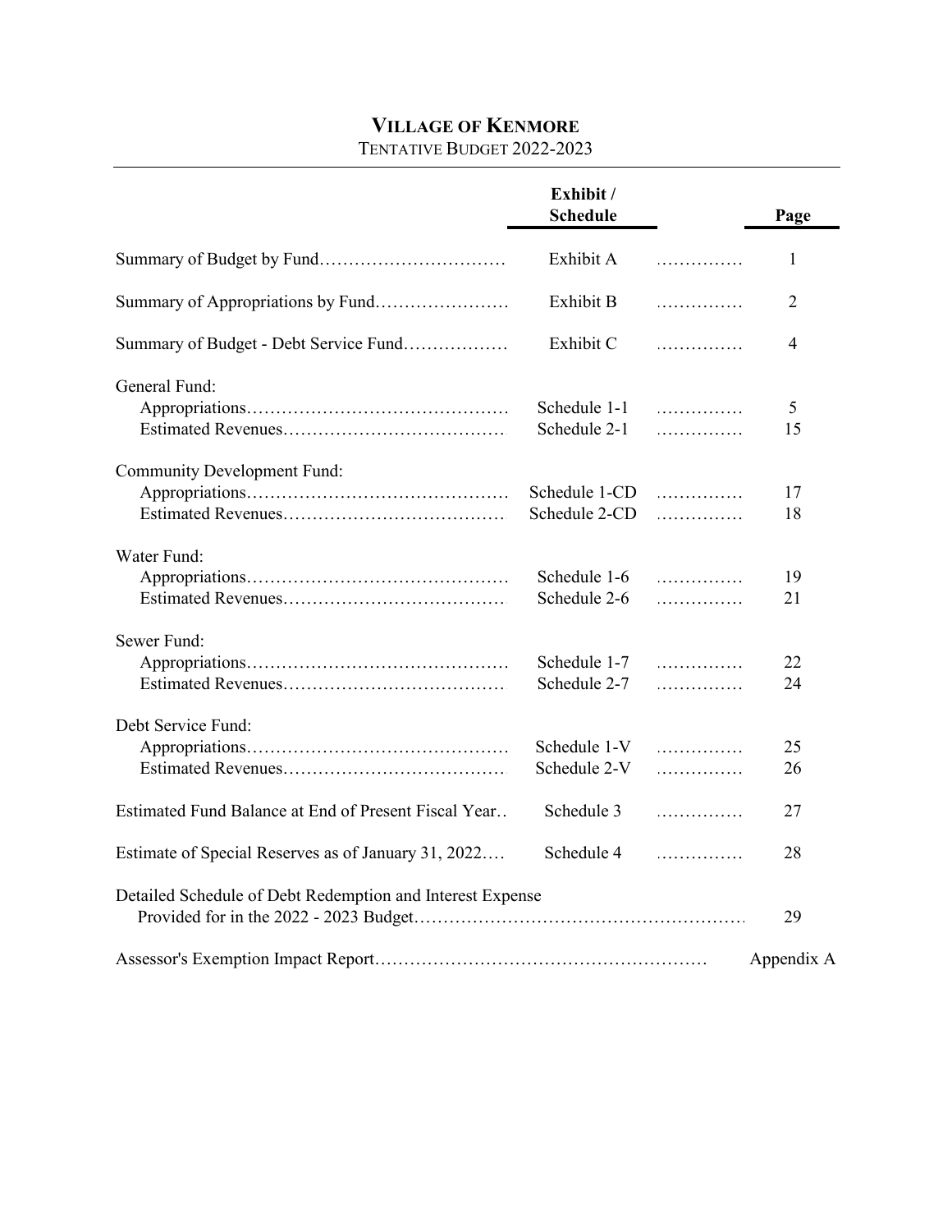# VILLAGE OF KENMORE

TENTATIVE BUDGET 2022-2023

| | Exhibit / Schedule | Page |
|---|---|---|
| Summary of Budget by Fund | Exhibit A | 1 |
| Summary of Appropriations by Fund | Exhibit B | 2 |
| Summary of Budget - Debt Service Fund | Exhibit C | 4 |
| **General Fund:** | | |
| Appropriations | Schedule 1-1 | 5 |
| Estimated Revenues | Schedule 2-1 | 15 |
| **Community Development Fund:** | | |
| Appropriations | Schedule 1-CD | 17 |
| Estimated Revenues | Schedule 2-CD | 18 |
| **Water Fund:** | | |
| Appropriations | Schedule 1-6 | 19 |
| Estimated Revenues | Schedule 2-6 | 21 |
| **Sewer Fund:** | | |
| Appropriations | Schedule 1-7 | 22 |
| Estimated Revenues | Schedule 2-7 | 24 |
| **Debt Service Fund:** | | |
| Appropriations | Schedule 1-V | 25 |
| Estimated Revenues | Schedule 2-V | 26 |
| Estimated Fund Balance at End of Present Fiscal Year | Schedule 3 | 27 |
| Estimate of Special Reserves as of January 31, 2022 | Schedule 4 | 28 |
| Detailed Schedule of Debt Redemption and Interest Expense Provided for in the 2022 - 2023 Budget | | 29 |
| Assessor's Exemption Impact Report | | Appendix A |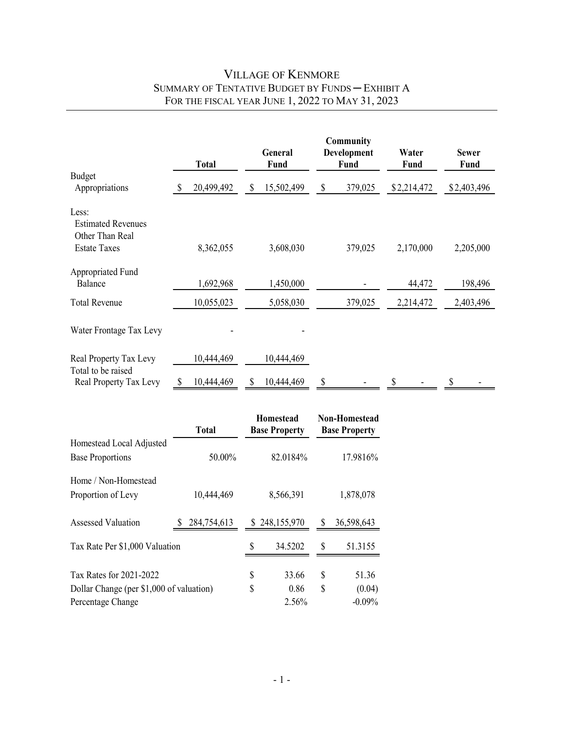# VILLAGE OF KENMORE
## SUMMARY OF TENTATIVE BUDGET BY FUNDS ─ EXHIBIT A
### FOR THE FISCAL YEAR JUNE 1, 2022 TO MAY 31, 2023

| | Total | General Fund | Community Development Fund | Water Fund | Sewer Fund |
|---|---|---|---|---|---|
| Budget Appropriations | $ 20,499,492 | $ 15,502,499 | $ 379,025 | $2,214,472 | $2,403,496 |
| Less: Estimated Revenues Other Than Real Estate Taxes | 8,362,055 | 3,608,030 | 379,025 | 2,170,000 | 2,205,000 |
| Appropriated Fund Balance | 1,692,968 | 1,450,000 | - | 44,472 | 198,496 |
| Total Revenue | 10,055,023 | 5,058,030 | 379,025 | 2,214,472 | 2,403,496 |
| Water Frontage Tax Levy | - | - | | | |
| Real Property Tax Levy | 10,444,469 | 10,444,469 | | | |
| Total to be raised Real Property Tax Levy | $ 10,444,469 | $ 10,444,469 | $ - | $ - | $ - |

| | Total | Homestead Base Property | Non-Homestead Base Property |
|---|---|---|---|
| Homestead Local Adjusted Base Proportions | 50.00% | 82.0184% | 17.9816% |
| Home / Non-Homestead Proportion of Levy | 10,444,469 | 8,566,391 | 1,878,078 |
| Assessed Valuation | $ 284,754,613 | $ 248,155,970 | $ 36,598,643 |
| Tax Rate Per $1,000 Valuation | | $ 34.5202 | $ 51.3155 |
| Tax Rates for 2021-2022 | | $ 33.66 | $ 51.36 |
| Dollar Change (per $1,000 of valuation) | | $ 0.86 | $ (0.04) |
| Percentage Change | | 2.56% | -0.09% |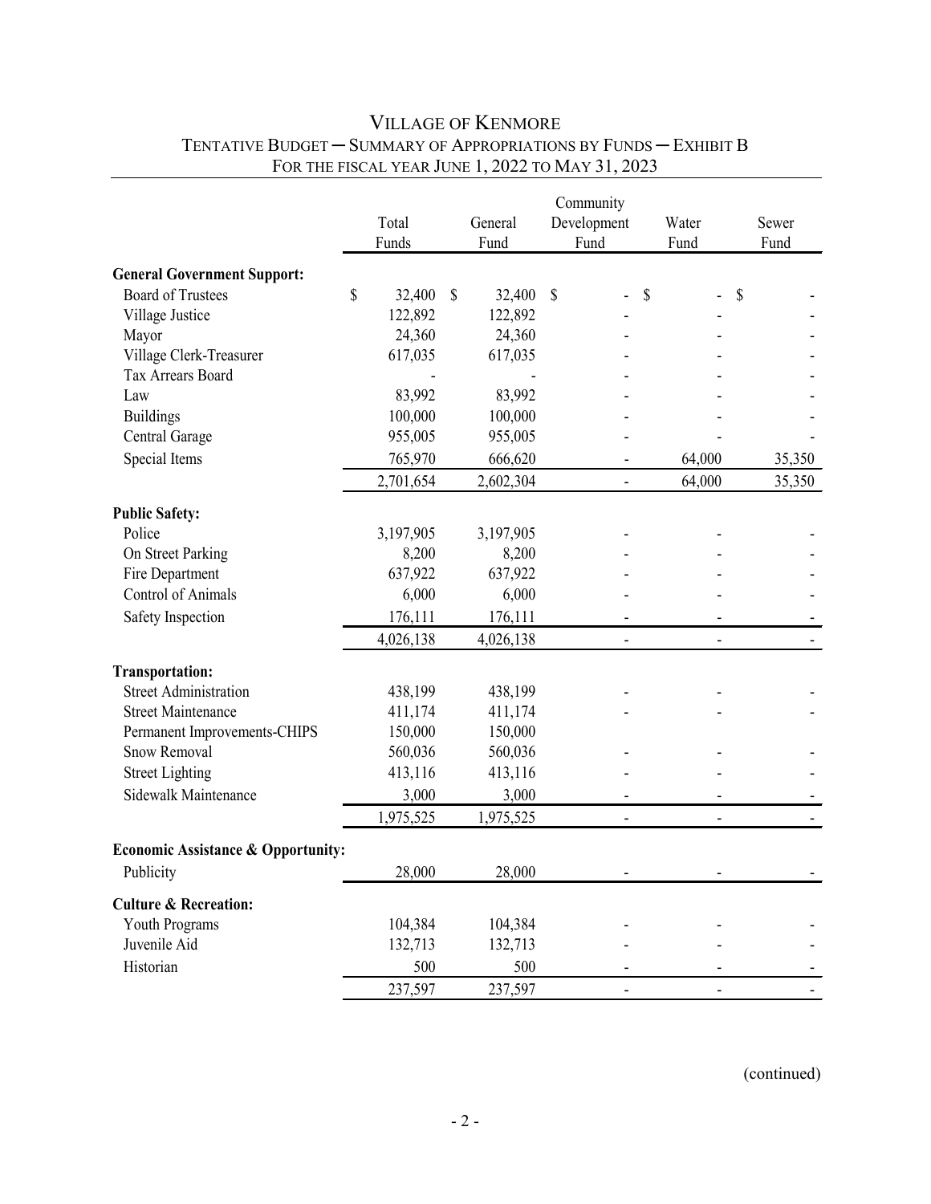# VILLAGE OF KENMORE

## TENTATIVE BUDGET ─ SUMMARY OF APPROPRIATIONS BY FUNDS ─ EXHIBIT B

### FOR THE FISCAL YEAR JUNE 1, 2022 TO MAY 31, 2023

| | Total Funds | General Fund | Community Development Fund | Water Fund | Sewer Fund |
|---|---|---|---|---|---|
| **General Government Support:** | | | | | |
| Board of Trustees | $ 32,400 | $ 32,400 | $ - | $ - | $ - |
| Village Justice | 122,892 | 122,892 | - | - | - |
| Mayor | 24,360 | 24,360 | - | - | - |
| Village Clerk-Treasurer | 617,035 | 617,035 | - | - | - |
| Tax Arrears Board | - | - | - | - | - |
| Law | 83,992 | 83,992 | - | - | - |
| Buildings | 100,000 | 100,000 | - | - | - |
| Central Garage | 955,005 | 955,005 | - | - | - |
| Special Items | 765,970 | 666,620 | - | 64,000 | 35,350 |
| | 2,701,654 | 2,602,304 | - | 64,000 | 35,350 |
| **Public Safety:** | | | | | |
| Police | 3,197,905 | 3,197,905 | - | - | - |
| On Street Parking | 8,200 | 8,200 | - | - | - |
| Fire Department | 637,922 | 637,922 | - | - | - |
| Control of Animals | 6,000 | 6,000 | - | - | - |
| Safety Inspection | 176,111 | 176,111 | - | - | - |
| | 4,026,138 | 4,026,138 | - | - | - |
| **Transportation:** | | | | | |
| Street Administration | 438,199 | 438,199 | - | - | - |
| Street Maintenance | 411,174 | 411,174 | - | - | - |
| Permanent Improvements-CHIPS | 150,000 | 150,000 | | | |
| Snow Removal | 560,036 | 560,036 | - | - | - |
| Street Lighting | 413,116 | 413,116 | - | - | - |
| Sidewalk Maintenance | 3,000 | 3,000 | - | - | - |
| | 1,975,525 | 1,975,525 | - | - | - |
| **Economic Assistance & Opportunity:** | | | | | |
| Publicity | 28,000 | 28,000 | - | - | - |
| **Culture & Recreation:** | | | | | |
| Youth Programs | 104,384 | 104,384 | - | - | - |
| Juvenile Aid | 132,713 | 132,713 | - | - | - |
| Historian | 500 | 500 | - | - | - |
| | 237,597 | 237,597 | - | - | - |

(continued)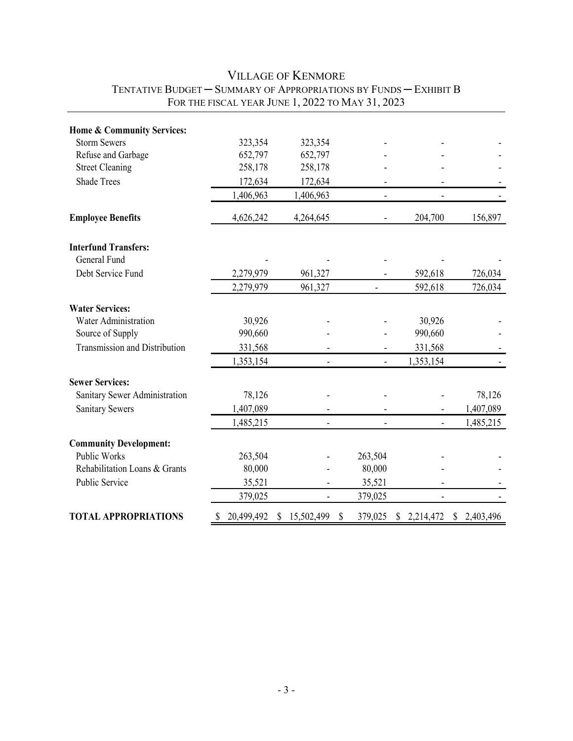# VILLAGE OF KENMORE

## TENTATIVE BUDGET – SUMMARY OF APPROPRIATIONS BY FUNDS – EXHIBIT B

### FOR THE FISCAL YEAR JUNE 1, 2022 TO MAY 31, 2023

| | | | | | |
|---|---|---|---|---|---|
| **Home & Community Services:** | | | | | |
| Storm Sewers | 323,354 | 323,354 | - | - | - |
| Refuse and Garbage | 652,797 | 652,797 | - | - | - |
| Street Cleaning | 258,178 | 258,178 | - | - | - |
| Shade Trees | 172,634 | 172,634 | - | - | - |
| | 1,406,963 | 1,406,963 | - | - | - |
| **Employee Benefits** | 4,626,242 | 4,264,645 | - | 204,700 | 156,897 |
| **Interfund Transfers:** | | | | | |
| General Fund | - | - | - | - | - |
| Debt Service Fund | 2,279,979 | 961,327 | - | 592,618 | 726,034 |
| | 2,279,979 | 961,327 | - | 592,618 | 726,034 |
| **Water Services:** | | | | | |
| Water Administration | 30,926 | - | - | 30,926 | - |
| Source of Supply | 990,660 | - | - | 990,660 | - |
| Transmission and Distribution | 331,568 | - | - | 331,568 | - |
| | 1,353,154 | - | - | 1,353,154 | - |
| **Sewer Services:** | | | | | |
| Sanitary Sewer Administration | 78,126 | - | - | - | 78,126 |
| Sanitary Sewers | 1,407,089 | - | - | - | 1,407,089 |
| | 1,485,215 | - | - | - | 1,485,215 |
| **Community Development:** | | | | | |
| Public Works | 263,504 | - | 263,504 | - | - |
| Rehabilitation Loans & Grants | 80,000 | - | 80,000 | - | - |
| Public Service | 35,521 | - | 35,521 | - | - |
| | 379,025 | - | 379,025 | - | - |
| **TOTAL APPROPRIATIONS** | $ 20,499,492 | $ 15,502,499 | $ 379,025 | $ 2,214,472 | $ 2,403,496 |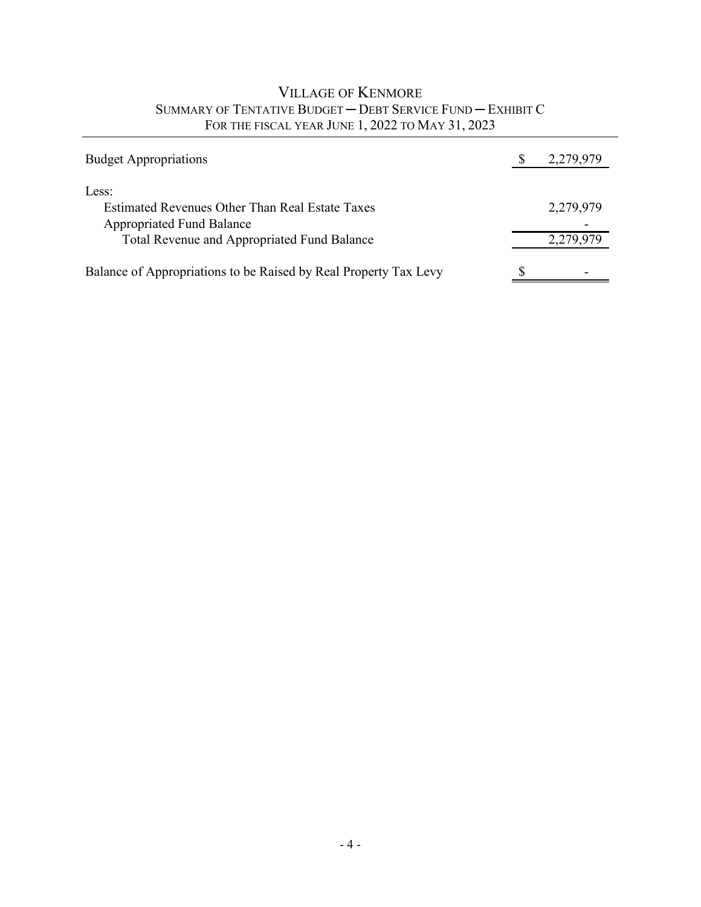# VILLAGE OF KENMORE

## SUMMARY OF TENTATIVE BUDGET — DEBT SERVICE FUND — EXHIBIT C

### FOR THE FISCAL YEAR JUNE 1, 2022 TO MAY 31, 2023

| | | |
|---|---|---|
| Budget Appropriations | $ | 2,279,979 |
| Less: | | |
| Estimated Revenues Other Than Real Estate Taxes | | 2,279,979 |
| Appropriated Fund Balance | | - |
| Total Revenue and Appropriated Fund Balance | | 2,279,979 |
| Balance of Appropriations to be Raised by Real Property Tax Levy | $ | - |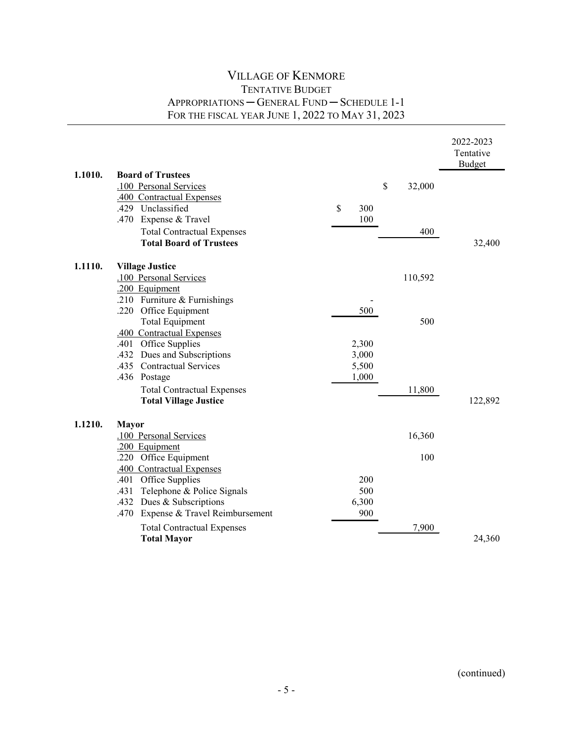# VILLAGE OF KENMORE
## TENTATIVE BUDGET
## APPROPRIATIONS — GENERAL FUND — SCHEDULE 1-1
## FOR THE FISCAL YEAR JUNE 1, 2022 TO MAY 31, 2023

| | | | | 2022-2023 Tentative Budget |
|---|---|---|---|---|
| **1.1010.** | **Board of Trustees** | | | |
| | .100 Personal Services | | $ 32,000 | |
| | .400 Contractual Expenses | | | |
| | .429 Unclassified | $ 300 | | |
| | .470 Expense & Travel | 100 | | |
| | Total Contractual Expenses | | 400 | |
| | **Total Board of Trustees** | | | 32,400 |
| **1.1110.** | **Village Justice** | | | |
| | .100 Personal Services | | 110,592 | |
| | .200 Equipment | | | |
| | .210 Furniture & Furnishings | - | | |
| | .220 Office Equipment | 500 | | |
| | Total Equipment | | 500 | |
| | .400 Contractual Expenses | | | |
| | .401 Office Supplies | 2,300 | | |
| | .432 Dues and Subscriptions | 3,000 | | |
| | .435 Contractual Services | 5,500 | | |
| | .436 Postage | 1,000 | | |
| | Total Contractual Expenses | | 11,800 | |
| | **Total Village Justice** | | | 122,892 |
| **1.1210.** | **Mayor** | | | |
| | .100 Personal Services | | 16,360 | |
| | .200 Equipment | | | |
| | .220 Office Equipment | | 100 | |
| | .400 Contractual Expenses | | | |
| | .401 Office Supplies | 200 | | |
| | .431 Telephone & Police Signals | 500 | | |
| | .432 Dues & Subscriptions | 6,300 | | |
| | .470 Expense & Travel Reimbursement | 900 | | |
| | Total Contractual Expenses | | 7,900 | |
| | **Total Mayor** | | | 24,360 |

(continued)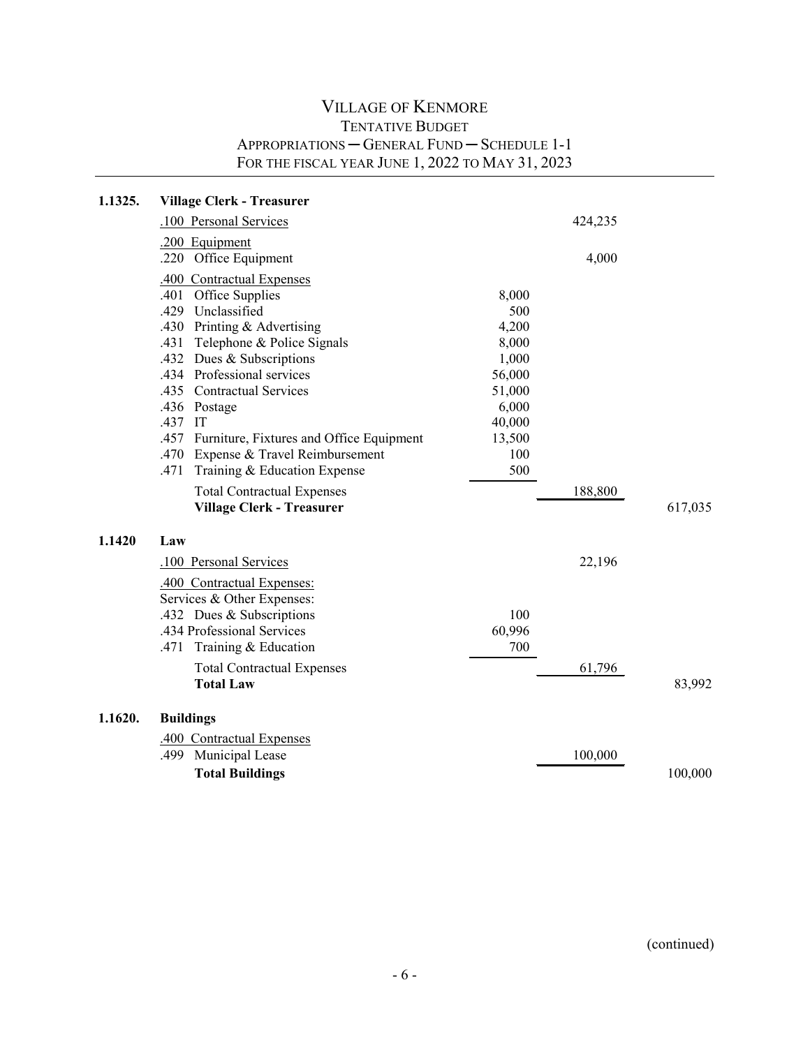# VILLAGE OF KENMORE
## TENTATIVE BUDGET
## APPROPRIATIONS ─ GENERAL FUND ─ SCHEDULE 1-1
## FOR THE FISCAL YEAR JUNE 1, 2022 TO MAY 31, 2023

| Code | Description | | | |
|---|---|---|---|---|
| **1.1325.** | **Village Clerk - Treasurer** | | | |
| | .100 Personal Services | | 424,235 | |
| | .200 Equipment | | | |
| | .220 Office Equipment | | 4,000 | |
| | .400 Contractual Expenses | | | |
| | .401 Office Supplies | 8,000 | | |
| | .429 Unclassified | 500 | | |
| | .430 Printing & Advertising | 4,200 | | |
| | .431 Telephone & Police Signals | 8,000 | | |
| | .432 Dues & Subscriptions | 1,000 | | |
| | .434 Professional services | 56,000 | | |
| | .435 Contractual Services | 51,000 | | |
| | .436 Postage | 6,000 | | |
| | .437 IT | 40,000 | | |
| | .457 Furniture, Fixtures and Office Equipment | 13,500 | | |
| | .470 Expense & Travel Reimbursement | 100 | | |
| | .471 Training & Education Expense | 500 | | |
| | Total Contractual Expenses | | 188,800 | |
| | **Village Clerk - Treasurer** | | | 617,035 |
| **1.1420** | **Law** | | | |
| | .100 Personal Services | | 22,196 | |
| | .400 Contractual Expenses: | | | |
| | Services & Other Expenses: | | | |
| | .432 Dues & Subscriptions | 100 | | |
| | .434 Professional Services | 60,996 | | |
| | .471 Training & Education | 700 | | |
| | Total Contractual Expenses | | 61,796 | |
| | **Total Law** | | | 83,992 |
| **1.1620.** | **Buildings** | | | |
| | .400 Contractual Expenses | | | |
| | .499 Municipal Lease | | 100,000 | |
| | **Total Buildings** | | | 100,000 |

(continued)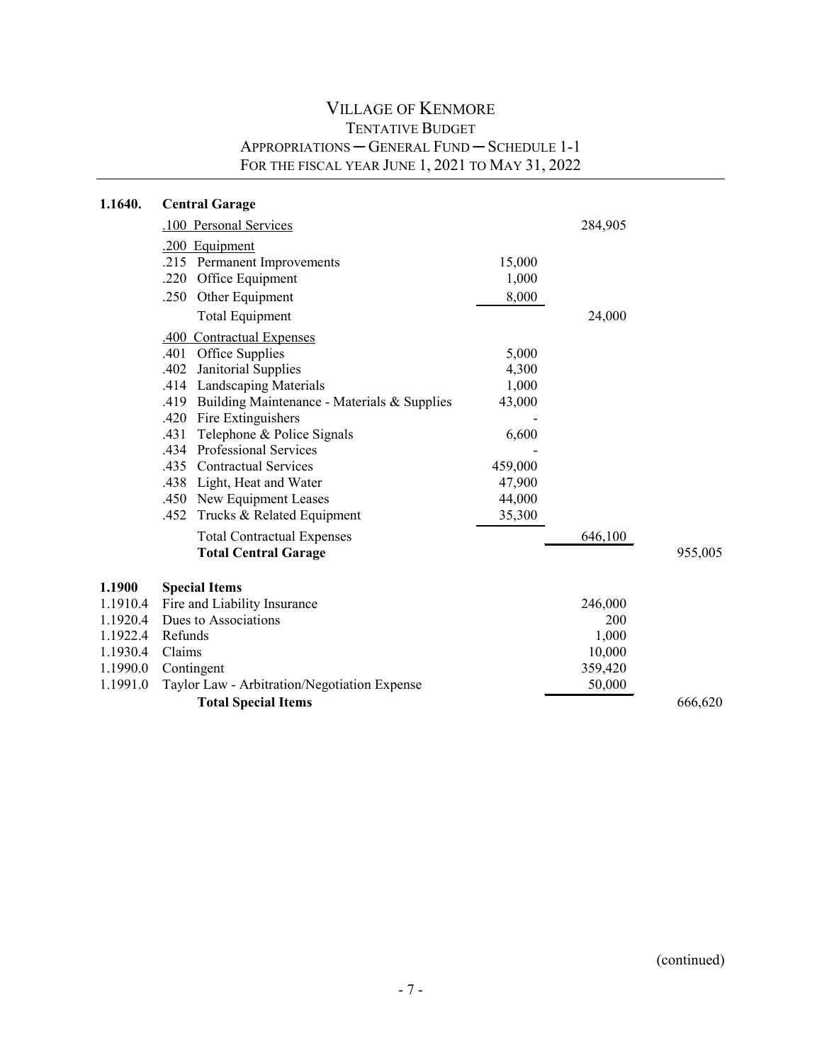# VILLAGE OF KENMORE
## TENTATIVE BUDGET
## APPROPRIATIONS ─ GENERAL FUND ─ SCHEDULE 1-1
## FOR THE FISCAL YEAR JUNE 1, 2021 TO MAY 31, 2022

| Code | Description | | | |
|---|---|---|---|---|
| **1.1640.** | **Central Garage** | | | |
| | .100 Personal Services | | 284,905 | |
| | .200 Equipment | | | |
| | .215 Permanent Improvements | 15,000 | | |
| | .220 Office Equipment | 1,000 | | |
| | .250 Other Equipment | 8,000 | | |
| | Total Equipment | | 24,000 | |
| | .400 Contractual Expenses | | | |
| | .401 Office Supplies | 5,000 | | |
| | .402 Janitorial Supplies | 4,300 | | |
| | .414 Landscaping Materials | 1,000 | | |
| | .419 Building Maintenance - Materials & Supplies | 43,000 | | |
| | .420 Fire Extinguishers | - | | |
| | .431 Telephone & Police Signals | 6,600 | | |
| | .434 Professional Services | - | | |
| | .435 Contractual Services | 459,000 | | |
| | .438 Light, Heat and Water | 47,900 | | |
| | .450 New Equipment Leases | 44,000 | | |
| | .452 Trucks & Related Equipment | 35,300 | | |
| | Total Contractual Expenses | | 646,100 | |
| | **Total Central Garage** | | | 955,005 |
| **1.1900** | **Special Items** | | | |
| 1.1910.4 | Fire and Liability Insurance | | 246,000 | |
| 1.1920.4 | Dues to Associations | | 200 | |
| 1.1922.4 | Refunds | | 1,000 | |
| 1.1930.4 | Claims | | 10,000 | |
| 1.1990.0 | Contingent | | 359,420 | |
| 1.1991.0 | Taylor Law - Arbitration/Negotiation Expense | | 50,000 | |
| | **Total Special Items** | | | 666,620 |

(continued)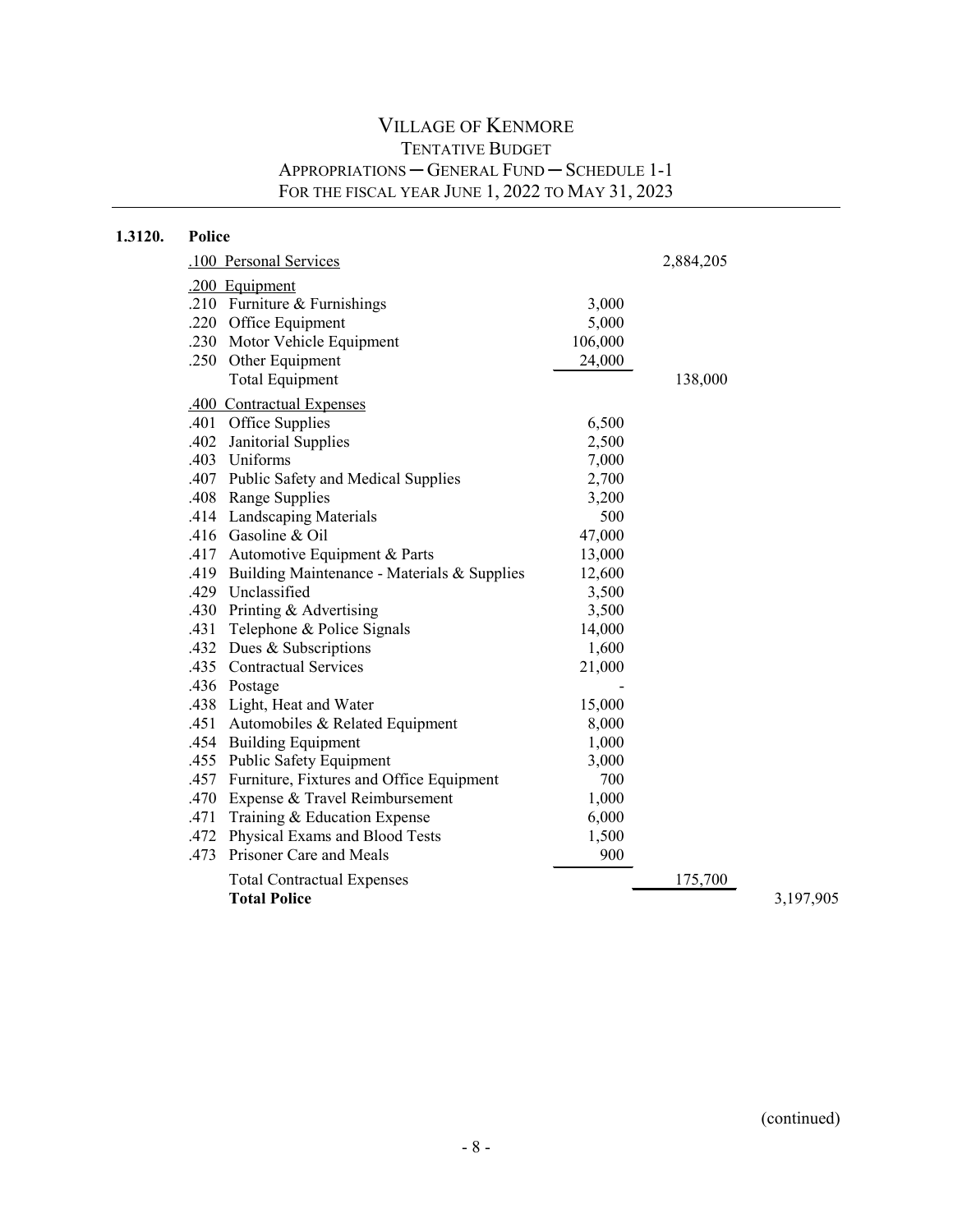# VILLAGE OF KENMORE

## TENTATIVE BUDGET

## APPROPRIATIONS ─ GENERAL FUND ─ SCHEDULE 1-1

## FOR THE FISCAL YEAR JUNE 1, 2022 TO MAY 31, 2023

**1.3120. Police**

| Code | Description | | | |
|---|---|---|---|---|
| .100 | Personal Services | | 2,884,205 | |
| .200 | Equipment | | | |
| .210 | Furniture & Furnishings | 3,000 | | |
| .220 | Office Equipment | 5,000 | | |
| .230 | Motor Vehicle Equipment | 106,000 | | |
| .250 | Other Equipment | 24,000 | | |
| | Total Equipment | | 138,000 | |
| .400 | Contractual Expenses | | | |
| .401 | Office Supplies | 6,500 | | |
| .402 | Janitorial Supplies | 2,500 | | |
| .403 | Uniforms | 7,000 | | |
| .407 | Public Safety and Medical Supplies | 2,700 | | |
| .408 | Range Supplies | 3,200 | | |
| .414 | Landscaping Materials | 500 | | |
| .416 | Gasoline & Oil | 47,000 | | |
| .417 | Automotive Equipment & Parts | 13,000 | | |
| .419 | Building Maintenance - Materials & Supplies | 12,600 | | |
| .429 | Unclassified | 3,500 | | |
| .430 | Printing & Advertising | 3,500 | | |
| .431 | Telephone & Police Signals | 14,000 | | |
| .432 | Dues & Subscriptions | 1,600 | | |
| .435 | Contractual Services | 21,000 | | |
| .436 | Postage | - | | |
| .438 | Light, Heat and Water | 15,000 | | |
| .451 | Automobiles & Related Equipment | 8,000 | | |
| .454 | Building Equipment | 1,000 | | |
| .455 | Public Safety Equipment | 3,000 | | |
| .457 | Furniture, Fixtures and Office Equipment | 700 | | |
| .470 | Expense & Travel Reimbursement | 1,000 | | |
| .471 | Training & Education Expense | 6,000 | | |
| .472 | Physical Exams and Blood Tests | 1,500 | | |
| .473 | Prisoner Care and Meals | 900 | | |
| | Total Contractual Expenses | | 175,700 | |
| | **Total Police** | | | 3,197,905 |

(continued)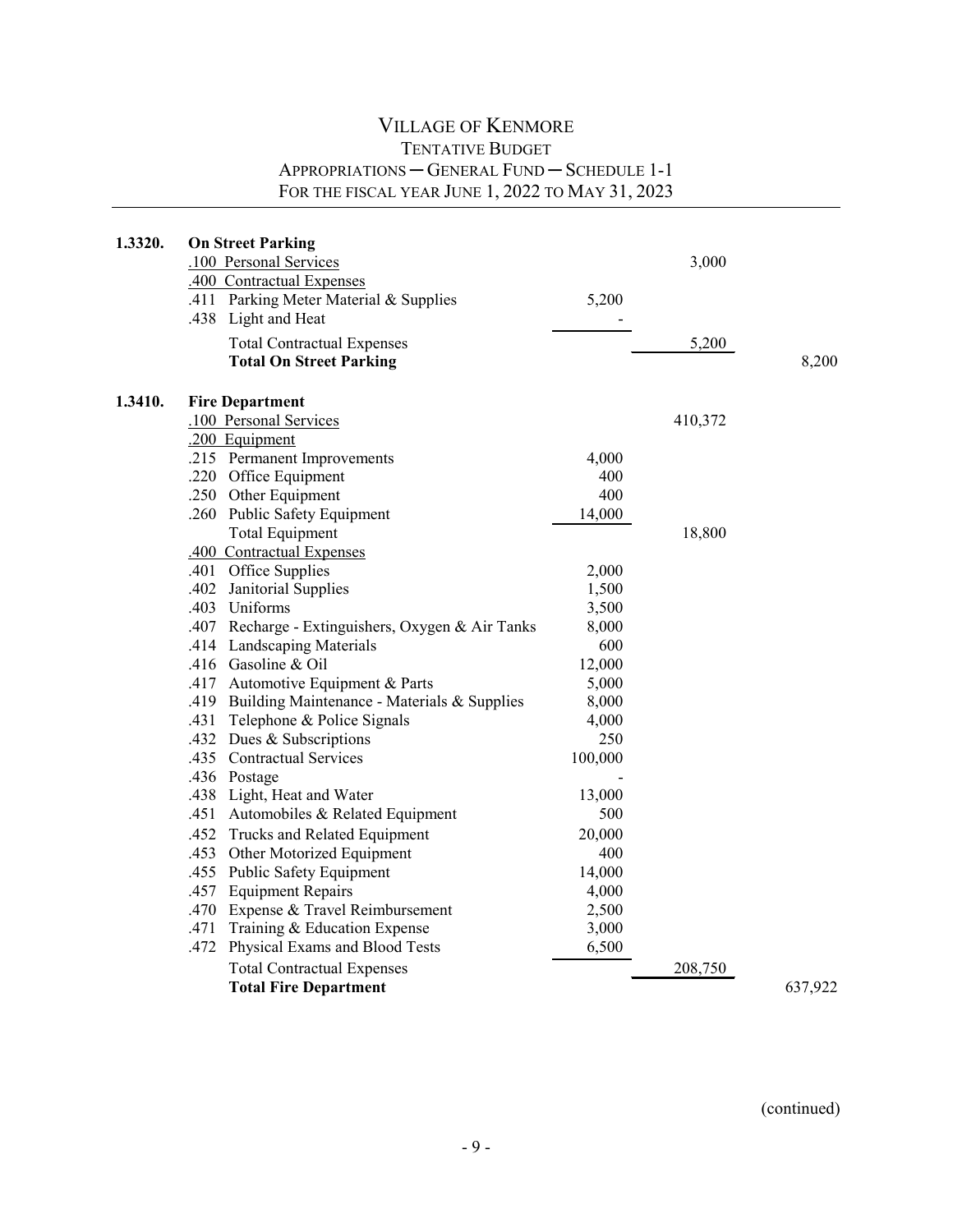# VILLAGE OF KENMORE

## TENTATIVE BUDGET

## APPROPRIATIONS — GENERAL FUND — SCHEDULE 1-1

## FOR THE FISCAL YEAR JUNE 1, 2022 TO MAY 31, 2023

| Code | Description | | | |
|---|---|---|---|---|
| **1.3320.** | **On Street Parking** | | | |
| | .100 Personal Services | | 3,000 | |
| | .400 Contractual Expenses | | | |
| | .411 Parking Meter Material & Supplies | 5,200 | | |
| | .438 Light and Heat | - | | |
| | Total Contractual Expenses | | 5,200 | |
| | **Total On Street Parking** | | | 8,200 |
| **1.3410.** | **Fire Department** | | | |
| | .100 Personal Services | | 410,372 | |
| | .200 Equipment | | | |
| | .215 Permanent Improvements | 4,000 | | |
| | .220 Office Equipment | 400 | | |
| | .250 Other Equipment | 400 | | |
| | .260 Public Safety Equipment | 14,000 | | |
| | Total Equipment | | 18,800 | |
| | .400 Contractual Expenses | | | |
| | .401 Office Supplies | 2,000 | | |
| | .402 Janitorial Supplies | 1,500 | | |
| | .403 Uniforms | 3,500 | | |
| | .407 Recharge - Extinguishers, Oxygen & Air Tanks | 8,000 | | |
| | .414 Landscaping Materials | 600 | | |
| | .416 Gasoline & Oil | 12,000 | | |
| | .417 Automotive Equipment & Parts | 5,000 | | |
| | .419 Building Maintenance - Materials & Supplies | 8,000 | | |
| | .431 Telephone & Police Signals | 4,000 | | |
| | .432 Dues & Subscriptions | 250 | | |
| | .435 Contractual Services | 100,000 | | |
| | .436 Postage | - | | |
| | .438 Light, Heat and Water | 13,000 | | |
| | .451 Automobiles & Related Equipment | 500 | | |
| | .452 Trucks and Related Equipment | 20,000 | | |
| | .453 Other Motorized Equipment | 400 | | |
| | .455 Public Safety Equipment | 14,000 | | |
| | .457 Equipment Repairs | 4,000 | | |
| | .470 Expense & Travel Reimbursement | 2,500 | | |
| | .471 Training & Education Expense | 3,000 | | |
| | .472 Physical Exams and Blood Tests | 6,500 | | |
| | Total Contractual Expenses | | 208,750 | |
| | **Total Fire Department** | | | 637,922 |

(continued)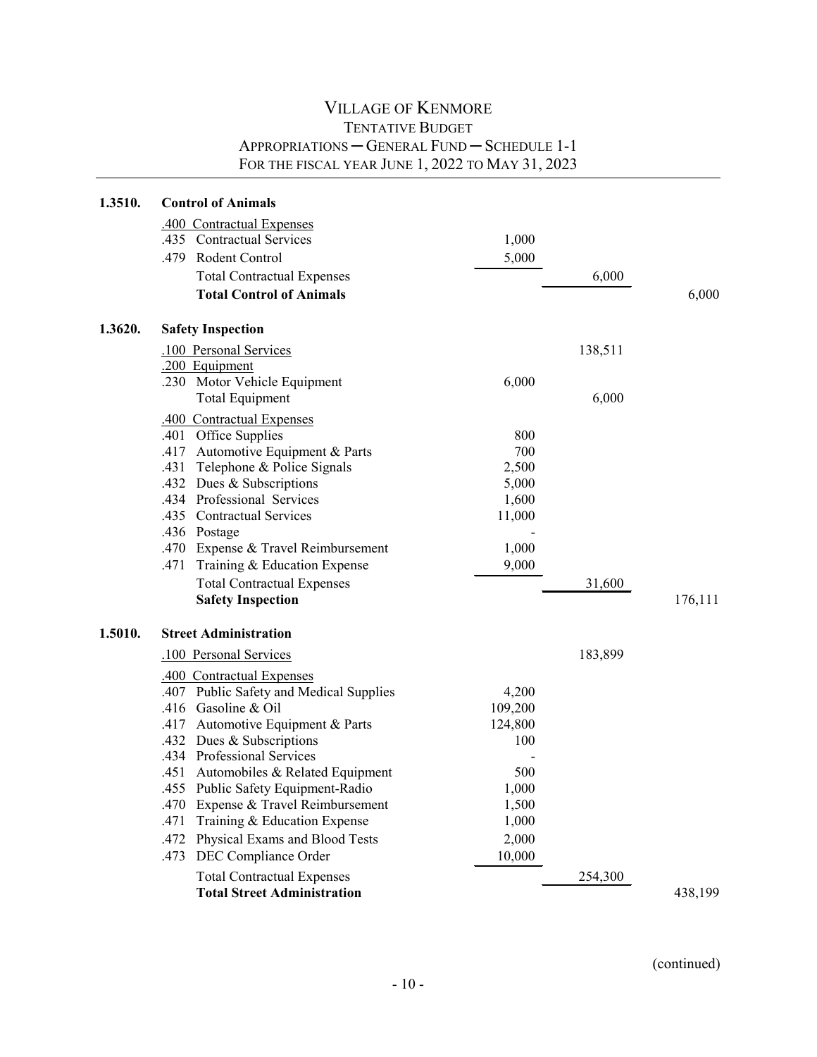# VILLAGE OF KENMORE

## TENTATIVE BUDGET

### APPROPRIATIONS ─ GENERAL FUND ─ SCHEDULE 1-1

### FOR THE FISCAL YEAR JUNE 1, 2022 TO MAY 31, 2023

| Code | Description | | | |
|---|---|---|---|---|
| **1.3510.** | **Control of Animals** | | | |
| | .400 Contractual Expenses | | | |
| | .435 Contractual Services | 1,000 | | |
| | .479 Rodent Control | 5,000 | | |
| | Total Contractual Expenses | | 6,000 | |
| | **Total Control of Animals** | | | 6,000 |
| **1.3620.** | **Safety Inspection** | | | |
| | .100 Personal Services | | 138,511 | |
| | .200 Equipment | | | |
| | .230 Motor Vehicle Equipment | 6,000 | | |
| | Total Equipment | | 6,000 | |
| | .400 Contractual Expenses | | | |
| | .401 Office Supplies | 800 | | |
| | .417 Automotive Equipment & Parts | 700 | | |
| | .431 Telephone & Police Signals | 2,500 | | |
| | .432 Dues & Subscriptions | 5,000 | | |
| | .434 Professional Services | 1,600 | | |
| | .435 Contractual Services | 11,000 | | |
| | .436 Postage | - | | |
| | .470 Expense & Travel Reimbursement | 1,000 | | |
| | .471 Training & Education Expense | 9,000 | | |
| | Total Contractual Expenses | | 31,600 | |
| | **Safety Inspection** | | | 176,111 |
| **1.5010.** | **Street Administration** | | | |
| | .100 Personal Services | | 183,899 | |
| | .400 Contractual Expenses | | | |
| | .407 Public Safety and Medical Supplies | 4,200 | | |
| | .416 Gasoline & Oil | 109,200 | | |
| | .417 Automotive Equipment & Parts | 124,800 | | |
| | .432 Dues & Subscriptions | 100 | | |
| | .434 Professional Services | - | | |
| | .451 Automobiles & Related Equipment | 500 | | |
| | .455 Public Safety Equipment-Radio | 1,000 | | |
| | .470 Expense & Travel Reimbursement | 1,500 | | |
| | .471 Training & Education Expense | 1,000 | | |
| | .472 Physical Exams and Blood Tests | 2,000 | | |
| | .473 DEC Compliance Order | 10,000 | | |
| | Total Contractual Expenses | | 254,300 | |
| | **Total Street Administration** | | | 438,199 |

(continued)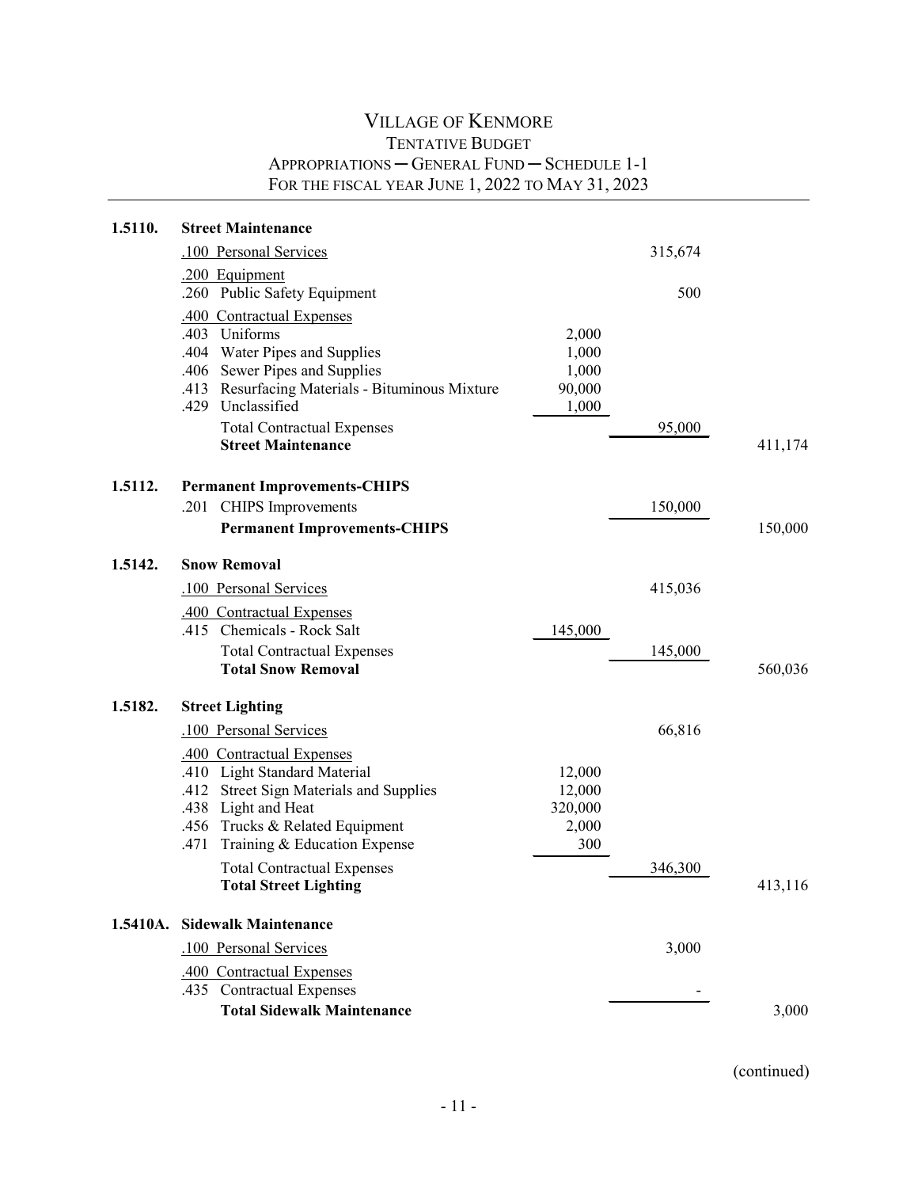# VILLAGE OF KENMORE

## TENTATIVE BUDGET

### APPROPRIATIONS ─ GENERAL FUND ─ SCHEDULE 1-1

### FOR THE FISCAL YEAR JUNE 1, 2022 TO MAY 31, 2023

| Code | Description | | | |
|---|---|---|---|---|
| **1.5110.** | **Street Maintenance** | | | |
| | .100 Personal Services | | 315,674 | |
| | .200 Equipment | | | |
| | .260 Public Safety Equipment | | 500 | |
| | .400 Contractual Expenses | | | |
| | .403 Uniforms | 2,000 | | |
| | .404 Water Pipes and Supplies | 1,000 | | |
| | .406 Sewer Pipes and Supplies | 1,000 | | |
| | .413 Resurfacing Materials - Bituminous Mixture | 90,000 | | |
| | .429 Unclassified | 1,000 | | |
| | Total Contractual Expenses | | 95,000 | |
| | **Street Maintenance** | | | 411,174 |
| **1.5112.** | **Permanent Improvements-CHIPS** | | | |
| | .201 CHIPS Improvements | | 150,000 | |
| | **Permanent Improvements-CHIPS** | | | 150,000 |
| **1.5142.** | **Snow Removal** | | | |
| | .100 Personal Services | | 415,036 | |
| | .400 Contractual Expenses | | | |
| | .415 Chemicals - Rock Salt | 145,000 | | |
| | Total Contractual Expenses | | 145,000 | |
| | **Total Snow Removal** | | | 560,036 |
| **1.5182.** | **Street Lighting** | | | |
| | .100 Personal Services | | 66,816 | |
| | .400 Contractual Expenses | | | |
| | .410 Light Standard Material | 12,000 | | |
| | .412 Street Sign Materials and Supplies | 12,000 | | |
| | .438 Light and Heat | 320,000 | | |
| | .456 Trucks & Related Equipment | 2,000 | | |
| | .471 Training & Education Expense | 300 | | |
| | Total Contractual Expenses | | 346,300 | |
| | **Total Street Lighting** | | | 413,116 |
| **1.5410A.** | **Sidewalk Maintenance** | | | |
| | .100 Personal Services | | 3,000 | |
| | .400 Contractual Expenses | | | |
| | .435 Contractual Expenses | | - | |
| | **Total Sidewalk Maintenance** | | | 3,000 |

(continued)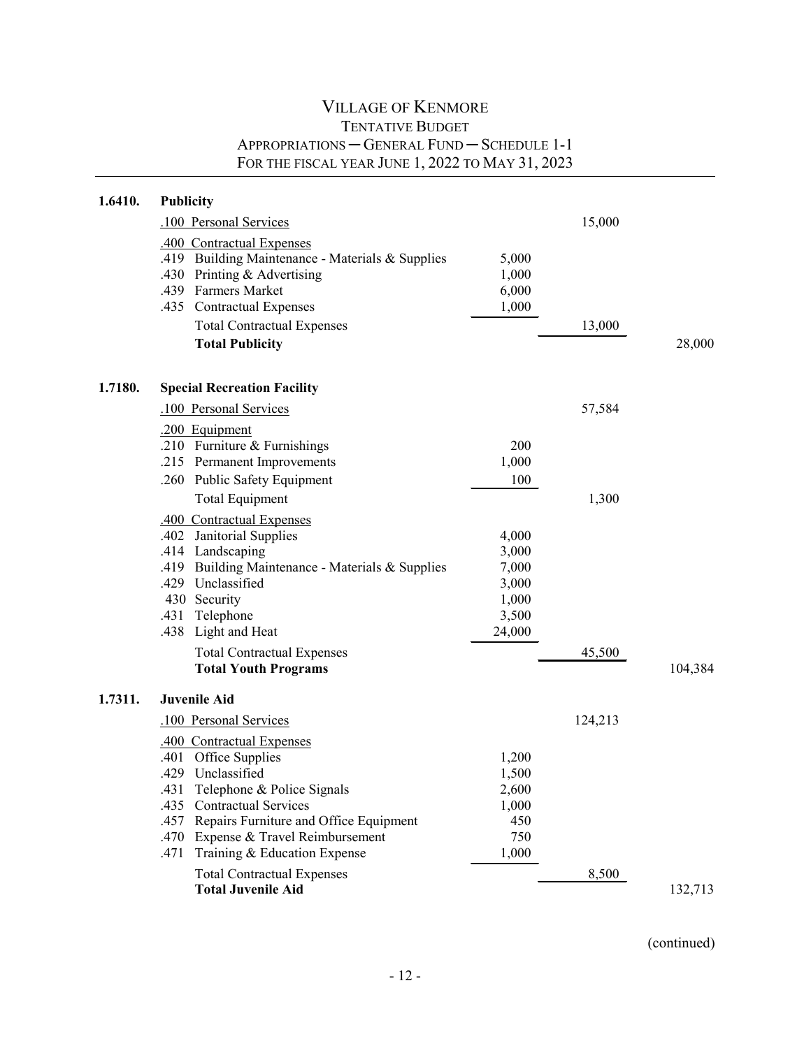# VILLAGE OF KENMORE

## TENTATIVE BUDGET

### APPROPRIATIONS ─ GENERAL FUND ─ SCHEDULE 1-1

### FOR THE FISCAL YEAR JUNE 1, 2022 TO MAY 31, 2023

| Code | Description | | | |
|---|---|---|---|---|
| **1.6410.** | **Publicity** | | | |
| | .100 Personal Services | | 15,000 | |
| | .400 Contractual Expenses | | | |
| | .419 Building Maintenance - Materials & Supplies | 5,000 | | |
| | .430 Printing & Advertising | 1,000 | | |
| | .439 Farmers Market | 6,000 | | |
| | .435 Contractual Expenses | 1,000 | | |
| | Total Contractual Expenses | | 13,000 | |
| | **Total Publicity** | | | 28,000 |
| **1.7180.** | **Special Recreation Facility** | | | |
| | .100 Personal Services | | 57,584 | |
| | .200 Equipment | | | |
| | .210 Furniture & Furnishings | 200 | | |
| | .215 Permanent Improvements | 1,000 | | |
| | .260 Public Safety Equipment | 100 | | |
| | Total Equipment | | 1,300 | |
| | .400 Contractual Expenses | | | |
| | .402 Janitorial Supplies | 4,000 | | |
| | .414 Landscaping | 3,000 | | |
| | .419 Building Maintenance - Materials & Supplies | 7,000 | | |
| | .429 Unclassified | 3,000 | | |
| | 430 Security | 1,000 | | |
| | .431 Telephone | 3,500 | | |
| | .438 Light and Heat | 24,000 | | |
| | Total Contractual Expenses | | 45,500 | |
| | **Total Youth Programs** | | | 104,384 |
| **1.7311.** | **Juvenile Aid** | | | |
| | .100 Personal Services | | 124,213 | |
| | .400 Contractual Expenses | | | |
| | .401 Office Supplies | 1,200 | | |
| | .429 Unclassified | 1,500 | | |
| | .431 Telephone & Police Signals | 2,600 | | |
| | .435 Contractual Services | 1,000 | | |
| | .457 Repairs Furniture and Office Equipment | 450 | | |
| | .470 Expense & Travel Reimbursement | 750 | | |
| | .471 Training & Education Expense | 1,000 | | |
| | Total Contractual Expenses | | 8,500 | |
| | **Total Juvenile Aid** | | | 132,713 |

(continued)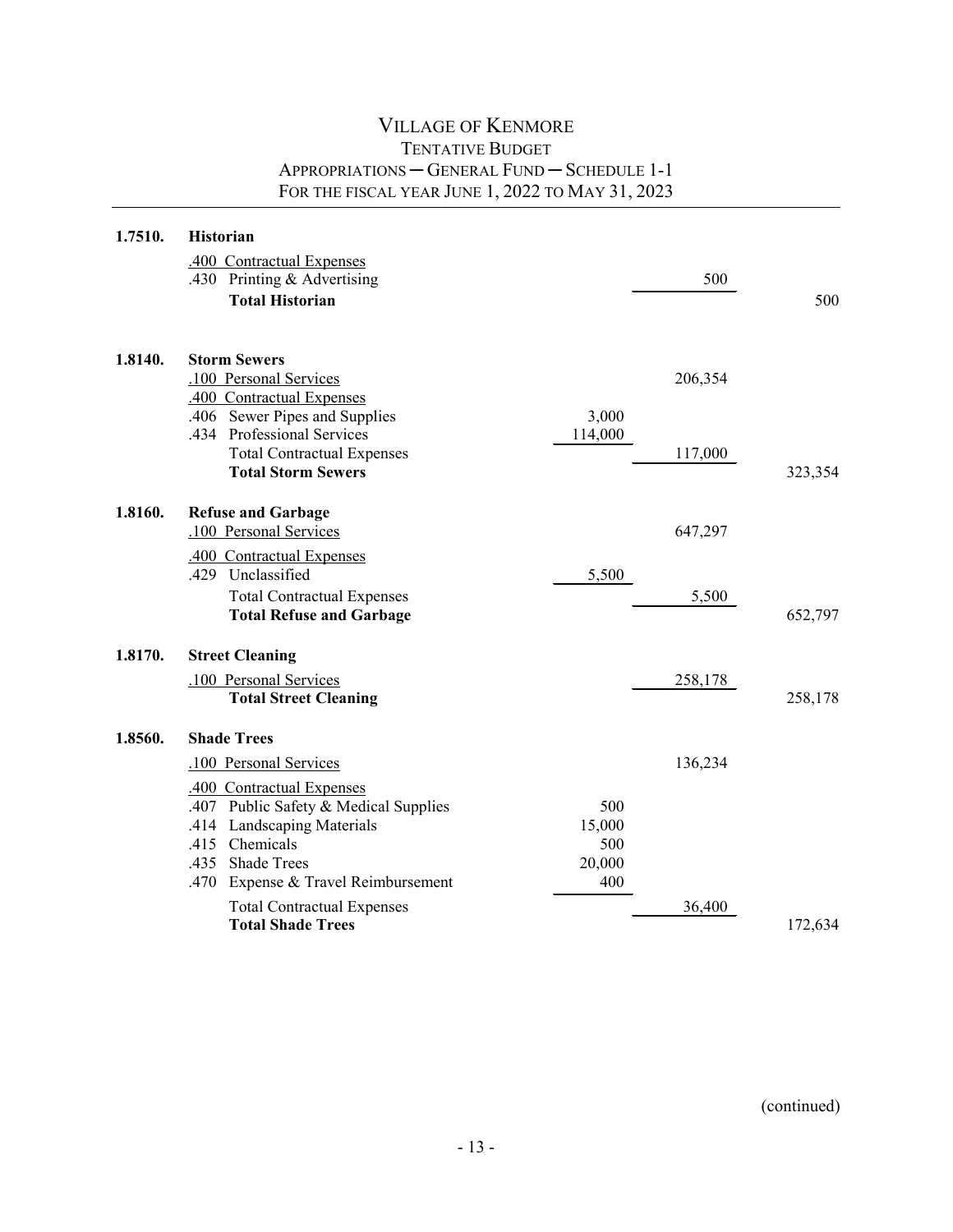# Village of Kenmore

## Tentative Budget

### Appropriations — General Fund — Schedule 1-1

### For the fiscal year June 1, 2022 to May 31, 2023

| Code | Description | | | |
|---|---|---|---|---|
| **1.7510.** | **Historian** | | | |
| | .400 Contractual Expenses | | | |
| | .430 Printing & Advertising | | 500 | |
| | **Total Historian** | | | 500 |
| **1.8140.** | **Storm Sewers** | | | |
| | .100 Personal Services | | 206,354 | |
| | .400 Contractual Expenses | | | |
| | .406 Sewer Pipes and Supplies | 3,000 | | |
| | .434 Professional Services | 114,000 | | |
| | Total Contractual Expenses | | 117,000 | |
| | **Total Storm Sewers** | | | 323,354 |
| **1.8160.** | **Refuse and Garbage** | | | |
| | .100 Personal Services | | 647,297 | |
| | .400 Contractual Expenses | | | |
| | .429 Unclassified | 5,500 | | |
| | Total Contractual Expenses | | 5,500 | |
| | **Total Refuse and Garbage** | | | 652,797 |
| **1.8170.** | **Street Cleaning** | | | |
| | .100 Personal Services | | 258,178 | |
| | **Total Street Cleaning** | | | 258,178 |
| **1.8560.** | **Shade Trees** | | | |
| | .100 Personal Services | | 136,234 | |
| | .400 Contractual Expenses | | | |
| | .407 Public Safety & Medical Supplies | 500 | | |
| | .414 Landscaping Materials | 15,000 | | |
| | .415 Chemicals | 500 | | |
| | .435 Shade Trees | 20,000 | | |
| | .470 Expense & Travel Reimbursement | 400 | | |
| | Total Contractual Expenses | | 36,400 | |
| | **Total Shade Trees** | | | 172,634 |

(continued)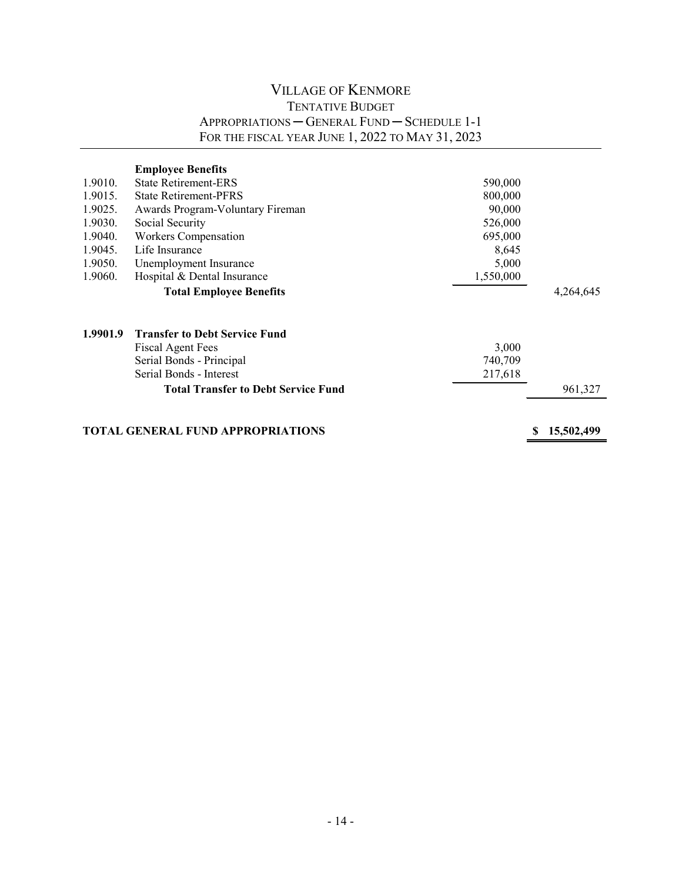# VILLAGE OF KENMORE

## TENTATIVE BUDGET

## APPROPRIATIONS ─ GENERAL FUND ─ SCHEDULE 1-1

## FOR THE FISCAL YEAR JUNE 1, 2022 TO MAY 31, 2023

| Code | Description | Amount | Total |
|---|---|---|---|
| | **Employee Benefits** | | |
| 1.9010. | State Retirement-ERS | 590,000 | |
| 1.9015. | State Retirement-PFRS | 800,000 | |
| 1.9025. | Awards Program-Voluntary Fireman | 90,000 | |
| 1.9030. | Social Security | 526,000 | |
| 1.9040. | Workers Compensation | 695,000 | |
| 1.9045. | Life Insurance | 8,645 | |
| 1.9050. | Unemployment Insurance | 5,000 | |
| 1.9060. | Hospital & Dental Insurance | 1,550,000 | |
| | **Total Employee Benefits** | | 4,264,645 |
| **1.9901.9** | **Transfer to Debt Service Fund** | | |
| | Fiscal Agent Fees | 3,000 | |
| | Serial Bonds - Principal | 740,709 | |
| | Serial Bonds - Interest | 217,618 | |
| | **Total Transfer to Debt Service Fund** | | 961,327 |
| | **TOTAL GENERAL FUND APPROPRIATIONS** | | **$ 15,502,499** |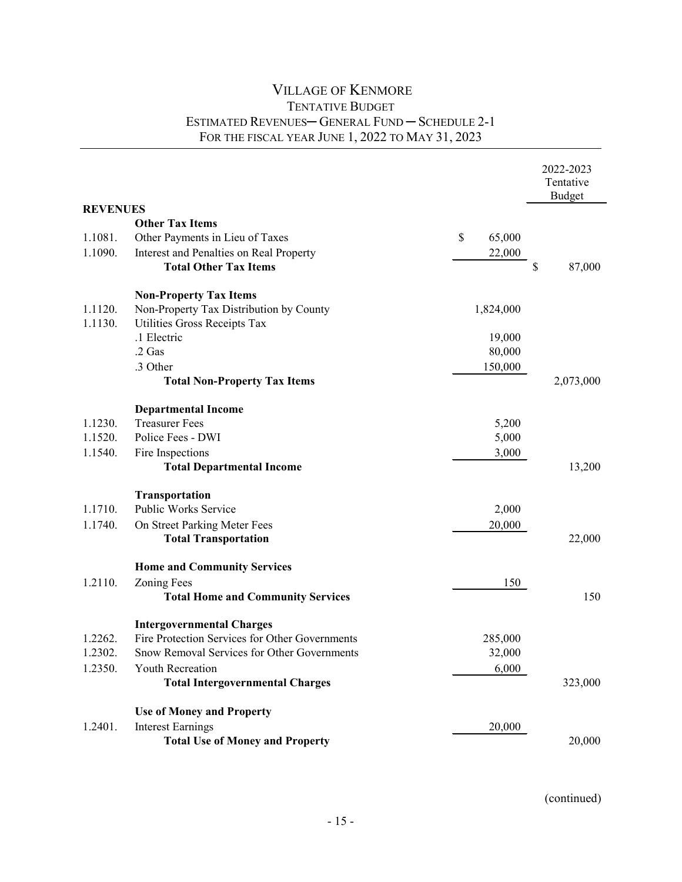# VILLAGE OF KENMORE

## TENTATIVE BUDGET

### ESTIMATED REVENUES—GENERAL FUND—SCHEDULE 2-1

### FOR THE FISCAL YEAR JUNE 1, 2022 TO MAY 31, 2023

| | | | 2022-2023 Tentative Budget |
|---|---|---|---|
| **REVENUES** | | | |
| | **Other Tax Items** | | |
| 1.1081. | Other Payments in Lieu of Taxes | $ 65,000 | |
| 1.1090. | Interest and Penalties on Real Property | 22,000 | |
| | **Total Other Tax Items** | | $ 87,000 |
| | **Non-Property Tax Items** | | |
| 1.1120. | Non-Property Tax Distribution by County | 1,824,000 | |
| 1.1130. | Utilities Gross Receipts Tax | | |
| | .1 Electric | 19,000 | |
| | .2 Gas | 80,000 | |
| | .3 Other | 150,000 | |
| | **Total Non-Property Tax Items** | | 2,073,000 |
| | **Departmental Income** | | |
| 1.1230. | Treasurer Fees | 5,200 | |
| 1.1520. | Police Fees - DWI | 5,000 | |
| 1.1540. | Fire Inspections | 3,000 | |
| | **Total Departmental Income** | | 13,200 |
| | **Transportation** | | |
| 1.1710. | Public Works Service | 2,000 | |
| 1.1740. | On Street Parking Meter Fees | 20,000 | |
| | **Total Transportation** | | 22,000 |
| | **Home and Community Services** | | |
| 1.2110. | Zoning Fees | 150 | |
| | **Total Home and Community Services** | | 150 |
| | **Intergovernmental Charges** | | |
| 1.2262. | Fire Protection Services for Other Governments | 285,000 | |
| 1.2302. | Snow Removal Services for Other Governments | 32,000 | |
| 1.2350. | Youth Recreation | 6,000 | |
| | **Total Intergovernmental Charges** | | 323,000 |
| | **Use of Money and Property** | | |
| 1.2401. | Interest Earnings | 20,000 | |
| | **Total Use of Money and Property** | | 20,000 |

(continued)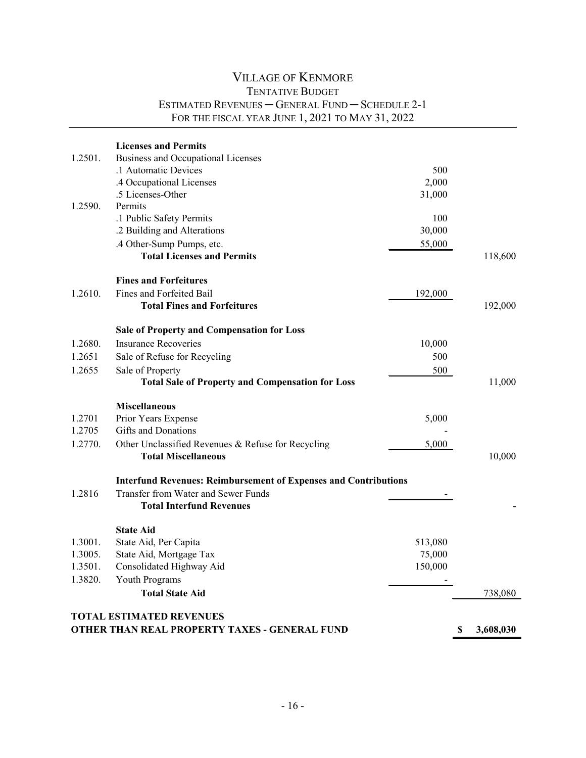# VILLAGE OF KENMORE
## TENTATIVE BUDGET
## ESTIMATED REVENUES ─ GENERAL FUND ─ SCHEDULE 2-1
## FOR THE FISCAL YEAR JUNE 1, 2021 TO MAY 31, 2022

| Code | Description | Amount | Total |
|---|---|---|---|
| | **Licenses and Permits** | | |
| 1.2501. | Business and Occupational Licenses | | |
| | .1 Automatic Devices | 500 | |
| | .4 Occupational Licenses | 2,000 | |
| | .5 Licenses-Other | 31,000 | |
| 1.2590. | Permits | | |
| | .1 Public Safety Permits | 100 | |
| | .2 Building and Alterations | 30,000 | |
| | .4 Other-Sump Pumps, etc. | 55,000 | |
| | **Total Licenses and Permits** | | 118,600 |
| | **Fines and Forfeitures** | | |
| 1.2610. | Fines and Forfeited Bail | 192,000 | |
| | **Total Fines and Forfeitures** | | 192,000 |
| | **Sale of Property and Compensation for Loss** | | |
| 1.2680. | Insurance Recoveries | 10,000 | |
| 1.2651 | Sale of Refuse for Recycling | 500 | |
| 1.2655 | Sale of Property | 500 | |
| | **Total Sale of Property and Compensation for Loss** | | 11,000 |
| | **Miscellaneous** | | |
| 1.2701 | Prior Years Expense | 5,000 | |
| 1.2705 | Gifts and Donations | - | |
| 1.2770. | Other Unclassified Revenues & Refuse for Recycling | 5,000 | |
| | **Total Miscellaneous** | | 10,000 |
| | **Interfund Revenues: Reimbursement of Expenses and Contributions** | | |
| 1.2816 | Transfer from Water and Sewer Funds | - | |
| | **Total Interfund Revenues** | | - |
| | **State Aid** | | |
| 1.3001. | State Aid, Per Capita | 513,080 | |
| 1.3005. | State Aid, Mortgage Tax | 75,000 | |
| 1.3501. | Consolidated Highway Aid | 150,000 | |
| 1.3820. | Youth Programs | - | |
| | **Total State Aid** | | 738,080 |
| | **TOTAL ESTIMATED REVENUES OTHER THAN REAL PROPERTY TAXES - GENERAL FUND** | | **$ 3,608,030** |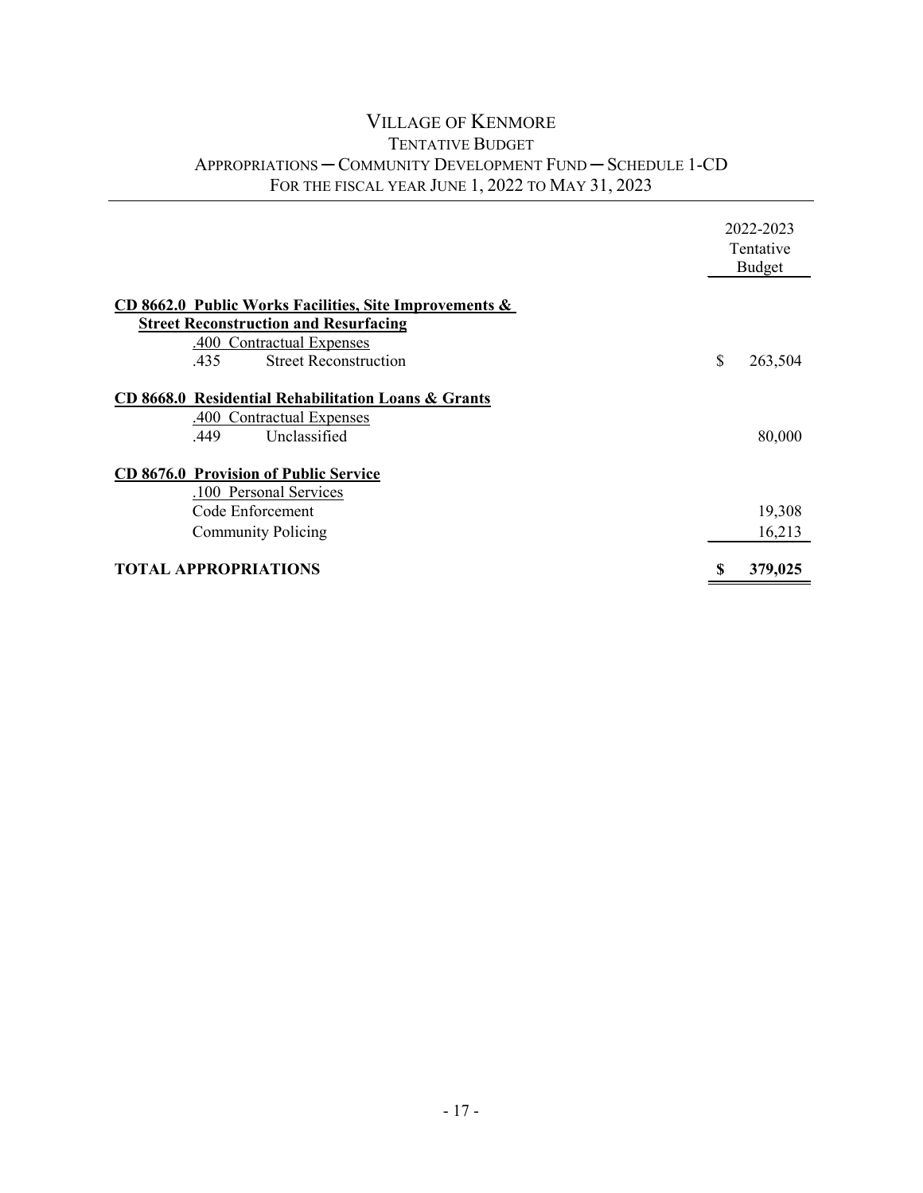# VILLAGE OF KENMORE
## TENTATIVE BUDGET
## APPROPRIATIONS — COMMUNITY DEVELOPMENT FUND — SCHEDULE 1-CD
## FOR THE FISCAL YEAR JUNE 1, 2022 TO MAY 31, 2023

| | 2022-2023 Tentative Budget |
|---|---|
| **CD 8662.0 Public Works Facilities, Site Improvements & Street Reconstruction and Resurfacing** | |
| .400 Contractual Expenses | |
| .435 Street Reconstruction | $ 263,504 |
| **CD 8668.0 Residential Rehabilitation Loans & Grants** | |
| .400 Contractual Expenses | |
| .449 Unclassified | 80,000 |
| **CD 8676.0 Provision of Public Service** | |
| .100 Personal Services | |
| Code Enforcement | 19,308 |
| Community Policing | 16,213 |
| **TOTAL APPROPRIATIONS** | **$ 379,025** |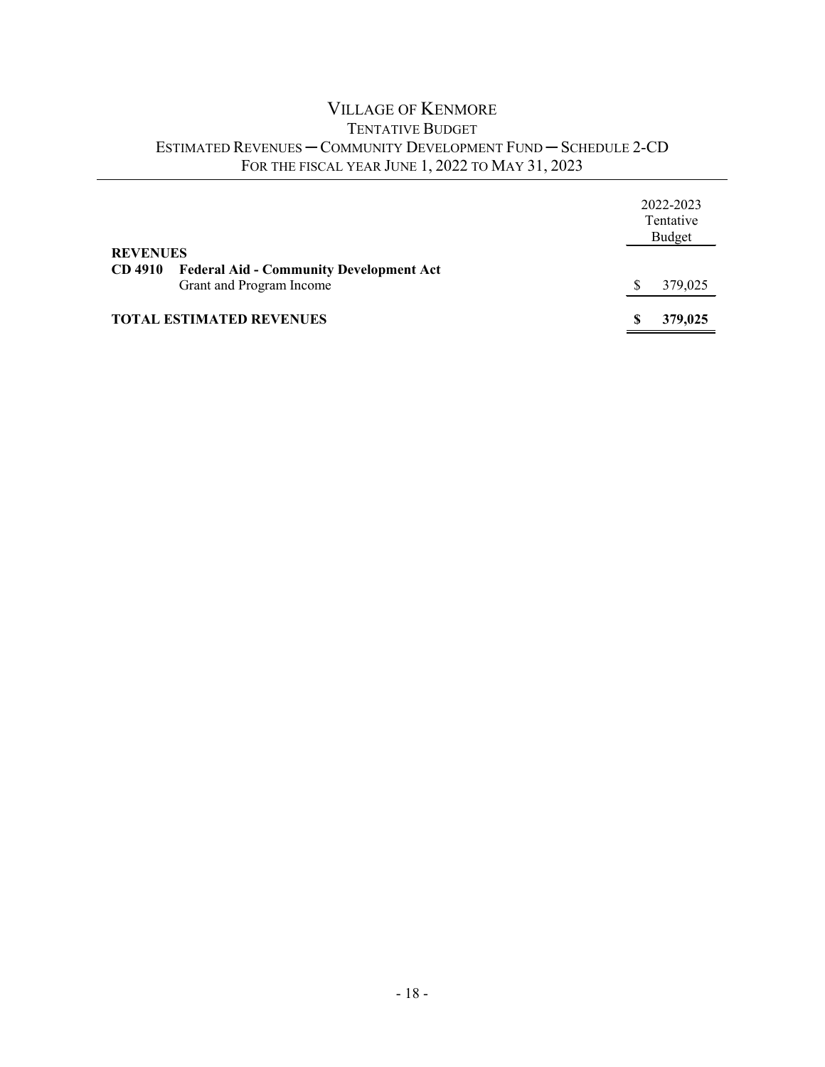# VILLAGE OF KENMORE
## TENTATIVE BUDGET
## ESTIMATED REVENUES — COMMUNITY DEVELOPMENT FUND — SCHEDULE 2-CD
## FOR THE FISCAL YEAR JUNE 1, 2022 TO MAY 31, 2023

| | 2022-2023 Tentative Budget |
|---|---|
| **REVENUES** | |
| **CD 4910 Federal Aid - Community Development Act** | |
| Grant and Program Income | $ 379,025 |
| **TOTAL ESTIMATED REVENUES** | **$ 379,025** |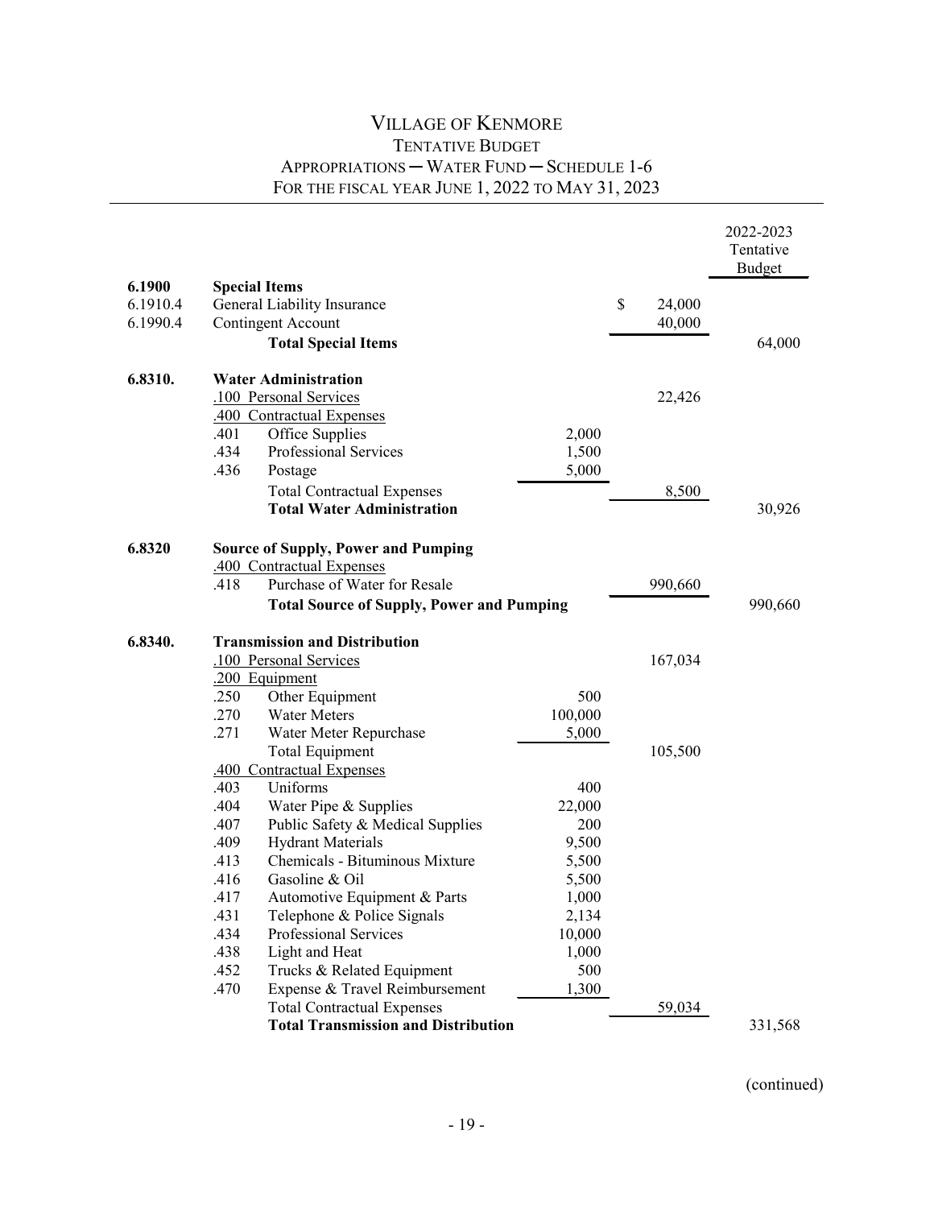# VILLAGE OF KENMORE
## TENTATIVE BUDGET
## APPROPRIATIONS — WATER FUND — SCHEDULE 1-6
## FOR THE FISCAL YEAR JUNE 1, 2022 TO MAY 31, 2023

| Account | | Description | | | 2022-2023 Tentative Budget |
|---|---|---|---|---|---|
| **6.1900** | | **Special Items** | | | |
| 6.1910.4 | | General Liability Insurance | | $ 24,000 | |
| 6.1990.4 | | Contingent Account | | 40,000 | |
| | | **Total Special Items** | | | 64,000 |
| | | | | | |
| **6.8310.** | | **Water Administration** | | | |
| | .100 | Personal Services | | 22,426 | |
| | .400 | Contractual Expenses | | | |
| | .401 | Office Supplies | 2,000 | | |
| | .434 | Professional Services | 1,500 | | |
| | .436 | Postage | 5,000 | | |
| | | Total Contractual Expenses | | 8,500 | |
| | | **Total Water Administration** | | | 30,926 |
| | | | | | |
| **6.8320** | | **Source of Supply, Power and Pumping** | | | |
| | .400 | Contractual Expenses | | | |
| | .418 | Purchase of Water for Resale | | 990,660 | |
| | | **Total Source of Supply, Power and Pumping** | | | 990,660 |
| | | | | | |
| **6.8340.** | | **Transmission and Distribution** | | | |
| | .100 | Personal Services | | 167,034 | |
| | .200 | Equipment | | | |
| | .250 | Other Equipment | 500 | | |
| | .270 | Water Meters | 100,000 | | |
| | .271 | Water Meter Repurchase | 5,000 | | |
| | | Total Equipment | | 105,500 | |
| | .400 | Contractual Expenses | | | |
| | .403 | Uniforms | 400 | | |
| | .404 | Water Pipe & Supplies | 22,000 | | |
| | .407 | Public Safety & Medical Supplies | 200 | | |
| | .409 | Hydrant Materials | 9,500 | | |
| | .413 | Chemicals - Bituminous Mixture | 5,500 | | |
| | .416 | Gasoline & Oil | 5,500 | | |
| | .417 | Automotive Equipment & Parts | 1,000 | | |
| | .431 | Telephone & Police Signals | 2,134 | | |
| | .434 | Professional Services | 10,000 | | |
| | .438 | Light and Heat | 1,000 | | |
| | .452 | Trucks & Related Equipment | 500 | | |
| | .470 | Expense & Travel Reimbursement | 1,300 | | |
| | | Total Contractual Expenses | | 59,034 | |
| | | **Total Transmission and Distribution** | | | 331,568 |

(continued)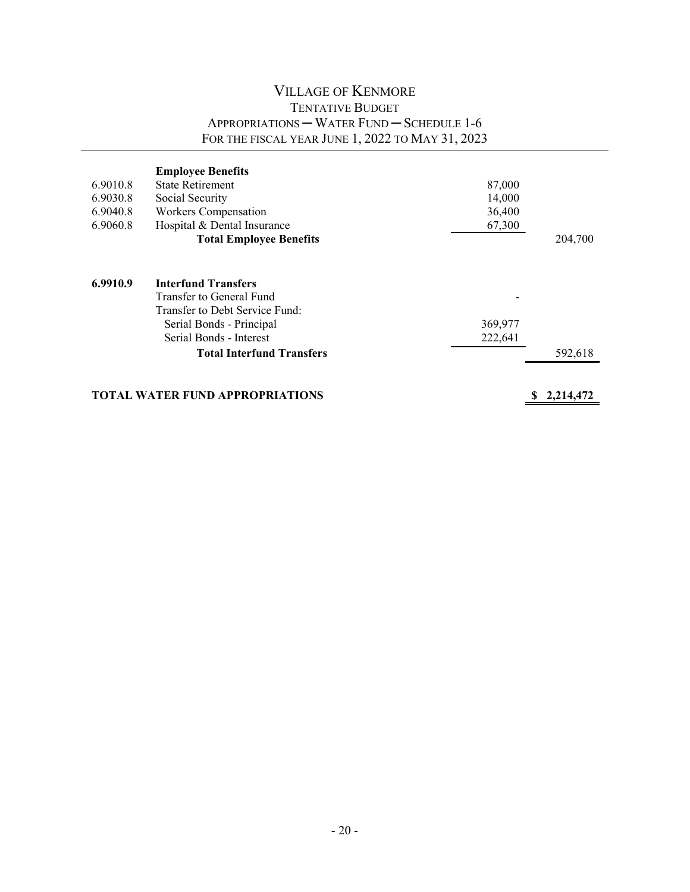# VILLAGE OF KENMORE

## TENTATIVE BUDGET

### APPROPRIATIONS — WATER FUND — SCHEDULE 1-6

### FOR THE FISCAL YEAR JUNE 1, 2022 TO MAY 31, 2023

| Code | Description | Amount | Total |
|---|---|---|---|
| | **Employee Benefits** | | |
| 6.9010.8 | State Retirement | 87,000 | |
| 6.9030.8 | Social Security | 14,000 | |
| 6.9040.8 | Workers Compensation | 36,400 | |
| 6.9060.8 | Hospital & Dental Insurance | 67,300 | |
| | **Total Employee Benefits** | | 204,700 |
| | | | |
| **6.9910.9** | **Interfund Transfers** | | |
| | Transfer to General Fund | - | |
| | Transfer to Debt Service Fund: | | |
| | Serial Bonds - Principal | 369,977 | |
| | Serial Bonds - Interest | 222,641 | |
| | **Total Interfund Transfers** | | 592,618 |
| | | | |
| | **TOTAL WATER FUND APPROPRIATIONS** | | **$ 2,214,472** |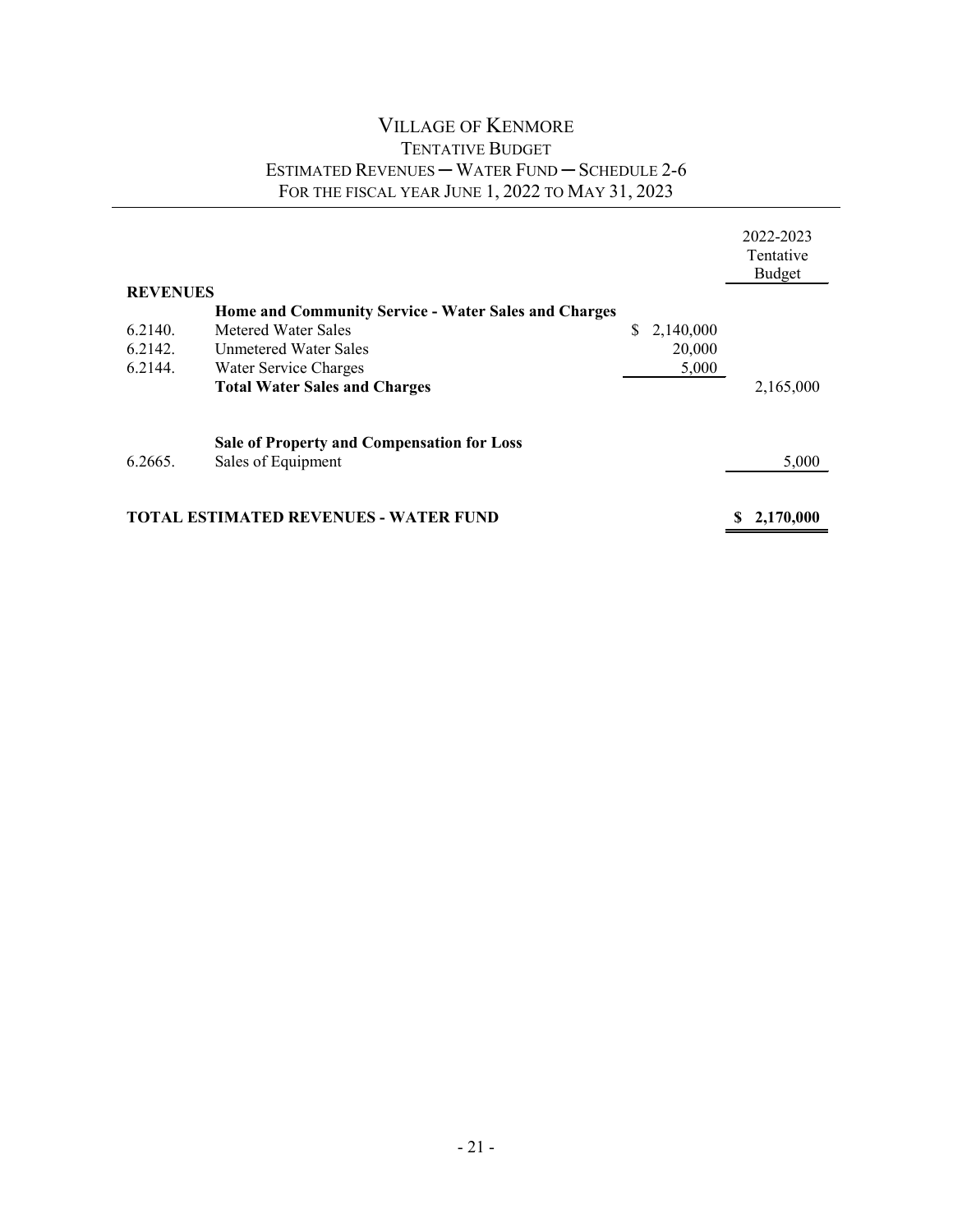# VILLAGE OF KENMORE

## TENTATIVE BUDGET

## ESTIMATED REVENUES ─ WATER FUND ─ SCHEDULE 2-6

## FOR THE FISCAL YEAR JUNE 1, 2022 TO MAY 31, 2023

| | | | 2022-2023 Tentative Budget |
|---|---|---|---|
| **REVENUES** | | | |
| | **Home and Community Service - Water Sales and Charges** | | |
| 6.2140. | Metered Water Sales | $ 2,140,000 | |
| 6.2142. | Unmetered Water Sales | 20,000 | |
| 6.2144. | Water Service Charges | 5,000 | |
| | **Total Water Sales and Charges** | | 2,165,000 |
| | **Sale of Property and Compensation for Loss** | | |
| 6.2665. | Sales of Equipment | | 5,000 |
| **TOTAL ESTIMATED REVENUES - WATER FUND** | | | **$ 2,170,000** |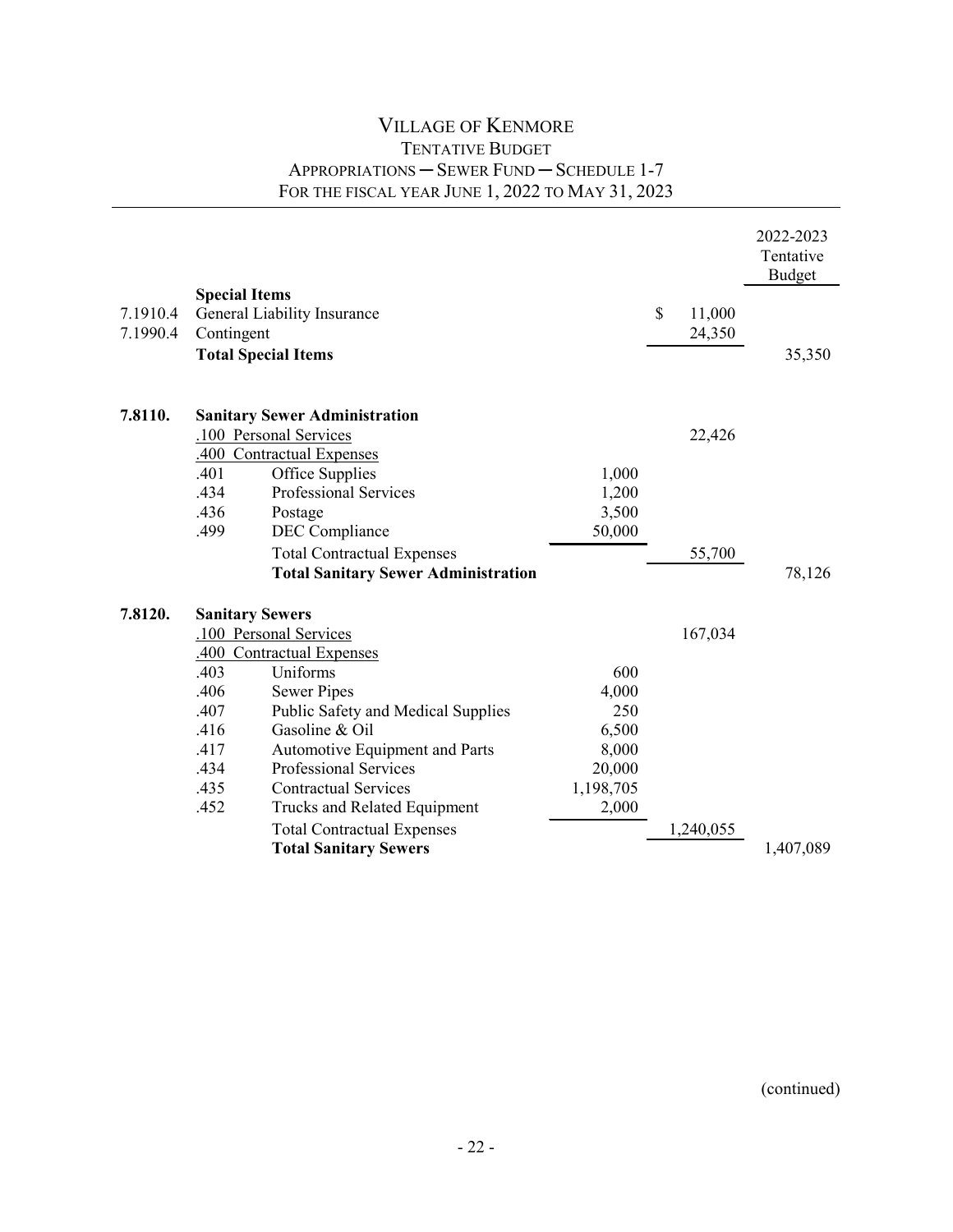# VILLAGE OF KENMORE

## TENTATIVE BUDGET

## APPROPRIATIONS — SEWER FUND — SCHEDULE 1-7

## FOR THE FISCAL YEAR JUNE 1, 2022 TO MAY 31, 2023

| Account | | Description | | | 2022-2023 Tentative Budget |
|---|---|---|---|---|---|
| | **Special Items** | | | | |
| 7.1910.4 | General Liability Insurance | | | $ 11,000 | |
| 7.1990.4 | Contingent | | | 24,350 | |
| | **Total Special Items** | | | | 35,350 |
| | | | | | |
| **7.8110.** | **Sanitary Sewer Administration** | | | | |
| | .100 Personal Services | | | 22,426 | |
| | .400 Contractual Expenses | | | | |
| | .401 | Office Supplies | 1,000 | | |
| | .434 | Professional Services | 1,200 | | |
| | .436 | Postage | 3,500 | | |
| | .499 | DEC Compliance | 50,000 | | |
| | | Total Contractual Expenses | | 55,700 | |
| | | **Total Sanitary Sewer Administration** | | | 78,126 |
| | | | | | |
| **7.8120.** | **Sanitary Sewers** | | | | |
| | .100 Personal Services | | | 167,034 | |
| | .400 Contractual Expenses | | | | |
| | .403 | Uniforms | 600 | | |
| | .406 | Sewer Pipes | 4,000 | | |
| | .407 | Public Safety and Medical Supplies | 250 | | |
| | .416 | Gasoline & Oil | 6,500 | | |
| | .417 | Automotive Equipment and Parts | 8,000 | | |
| | .434 | Professional Services | 20,000 | | |
| | .435 | Contractual Services | 1,198,705 | | |
| | .452 | Trucks and Related Equipment | 2,000 | | |
| | | Total Contractual Expenses | | 1,240,055 | |
| | | **Total Sanitary Sewers** | | | 1,407,089 |

(continued)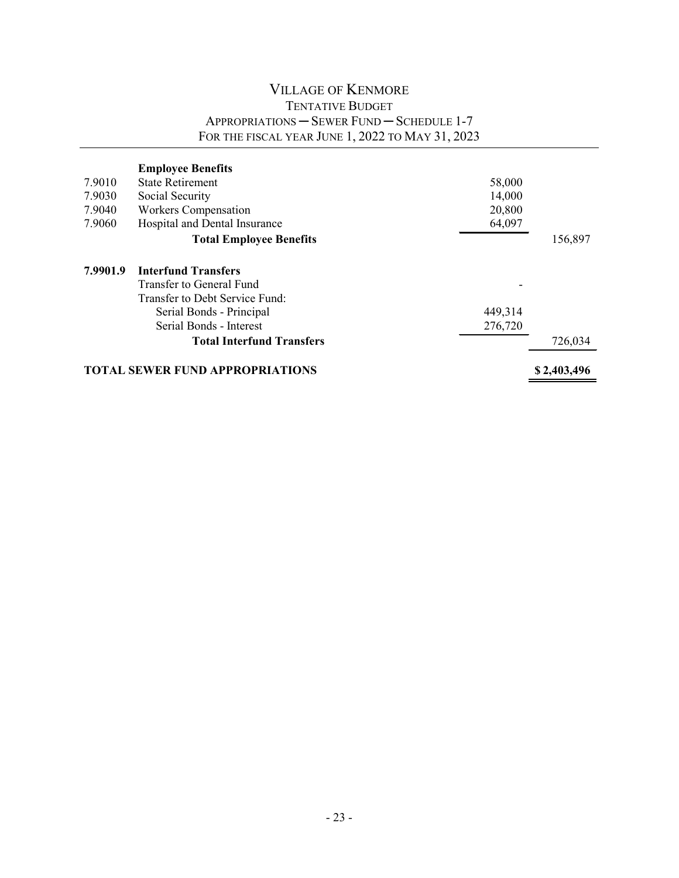# VILLAGE OF KENMORE

## TENTATIVE BUDGET

## APPROPRIATIONS — SEWER FUND — SCHEDULE 1-7

## FOR THE FISCAL YEAR JUNE 1, 2022 TO MAY 31, 2023

| | | | |
|---|---|---|---|
| | **Employee Benefits** | | |
| 7.9010 | State Retirement | 58,000 | |
| 7.9030 | Social Security | 14,000 | |
| 7.9040 | Workers Compensation | 20,800 | |
| 7.9060 | Hospital and Dental Insurance | 64,097 | |
| | **Total Employee Benefits** | | 156,897 |
| | | | |
| **7.9901.9** | **Interfund Transfers** | | |
| | Transfer to General Fund | - | |
| | Transfer to Debt Service Fund: | | |
| | Serial Bonds - Principal | 449,314 | |
| | Serial Bonds - Interest | 276,720 | |
| | **Total Interfund Transfers** | | 726,034 |
| | | | |
| **TOTAL SEWER FUND APPROPRIATIONS** | | | **$ 2,403,496** |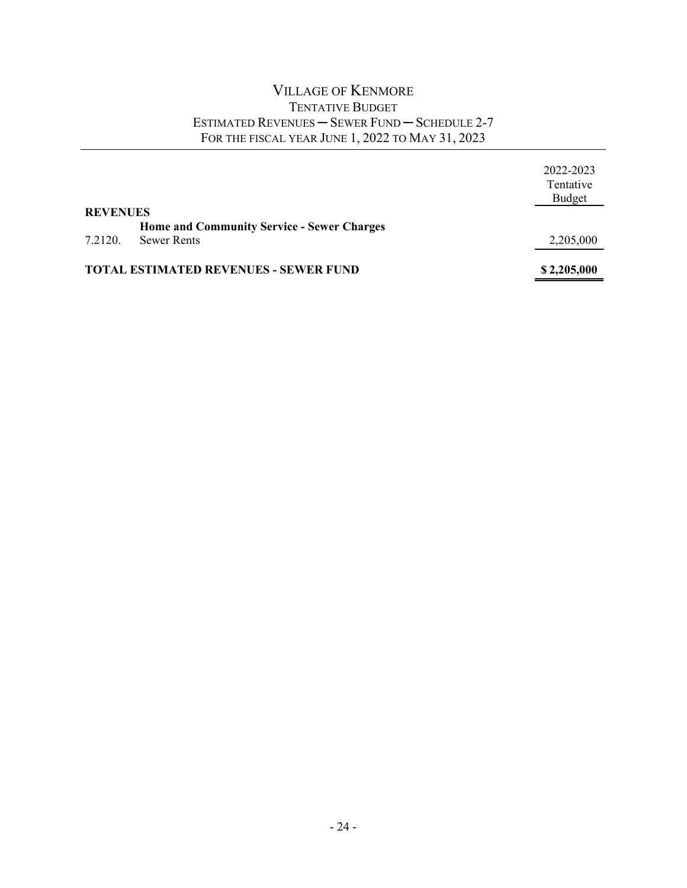# VILLAGE OF KENMORE

## TENTATIVE BUDGET

## ESTIMATED REVENUES — SEWER FUND — SCHEDULE 2-7

## FOR THE FISCAL YEAR JUNE 1, 2022 TO MAY 31, 2023

| | | 2022-2023 Tentative Budget |
|---|---|---|
| **REVENUES** | | |
| | **Home and Community Service - Sewer Charges** | |
| 7.2120. | Sewer Rents | 2,205,000 |
| **TOTAL ESTIMATED REVENUES - SEWER FUND** | | **$ 2,205,000** |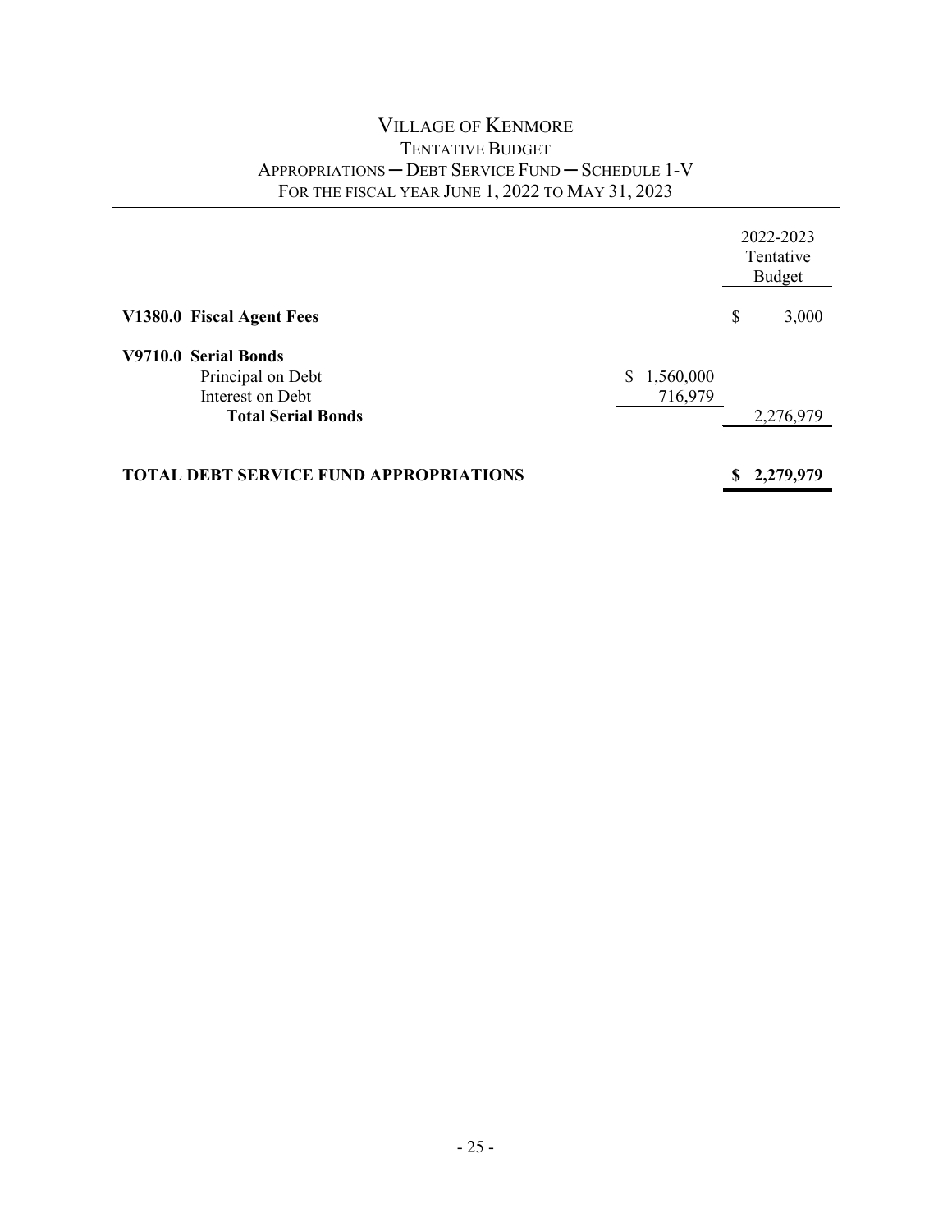# VILLAGE OF KENMORE
## TENTATIVE BUDGET
## APPROPRIATIONS — DEBT SERVICE FUND — SCHEDULE 1-V
## FOR THE FISCAL YEAR JUNE 1, 2022 TO MAY 31, 2023

| | | 2022-2023 Tentative Budget |
|---|---|---|
| **V1380.0 Fiscal Agent Fees** | | $ 3,000 |
| **V9710.0 Serial Bonds** | | |
| Principal on Debt | $ 1,560,000 | |
| Interest on Debt | 716,979 | |
| **Total Serial Bonds** | | 2,276,979 |
| **TOTAL DEBT SERVICE FUND APPROPRIATIONS** | | **$ 2,279,979** |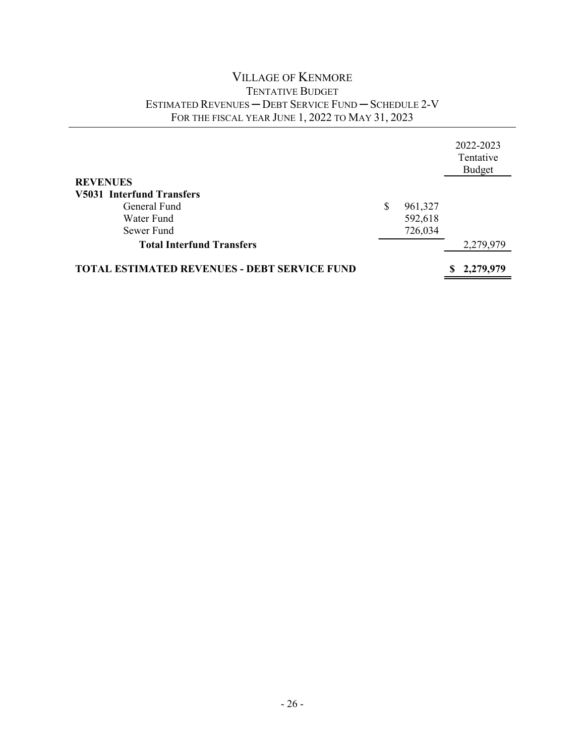# VILLAGE OF KENMORE

## TENTATIVE BUDGET

## ESTIMATED REVENUES — DEBT SERVICE FUND — SCHEDULE 2-V

## FOR THE FISCAL YEAR JUNE 1, 2022 TO MAY 31, 2023

| | | 2022-2023 Tentative Budget |
|---|---|---|
| **REVENUES** | | |
| **V5031 Interfund Transfers** | | |
| General Fund | $ 961,327 | |
| Water Fund | 592,618 | |
| Sewer Fund | 726,034 | |
| **Total Interfund Transfers** | | 2,279,979 |
| **TOTAL ESTIMATED REVENUES - DEBT SERVICE FUND** | | **$ 2,279,979** |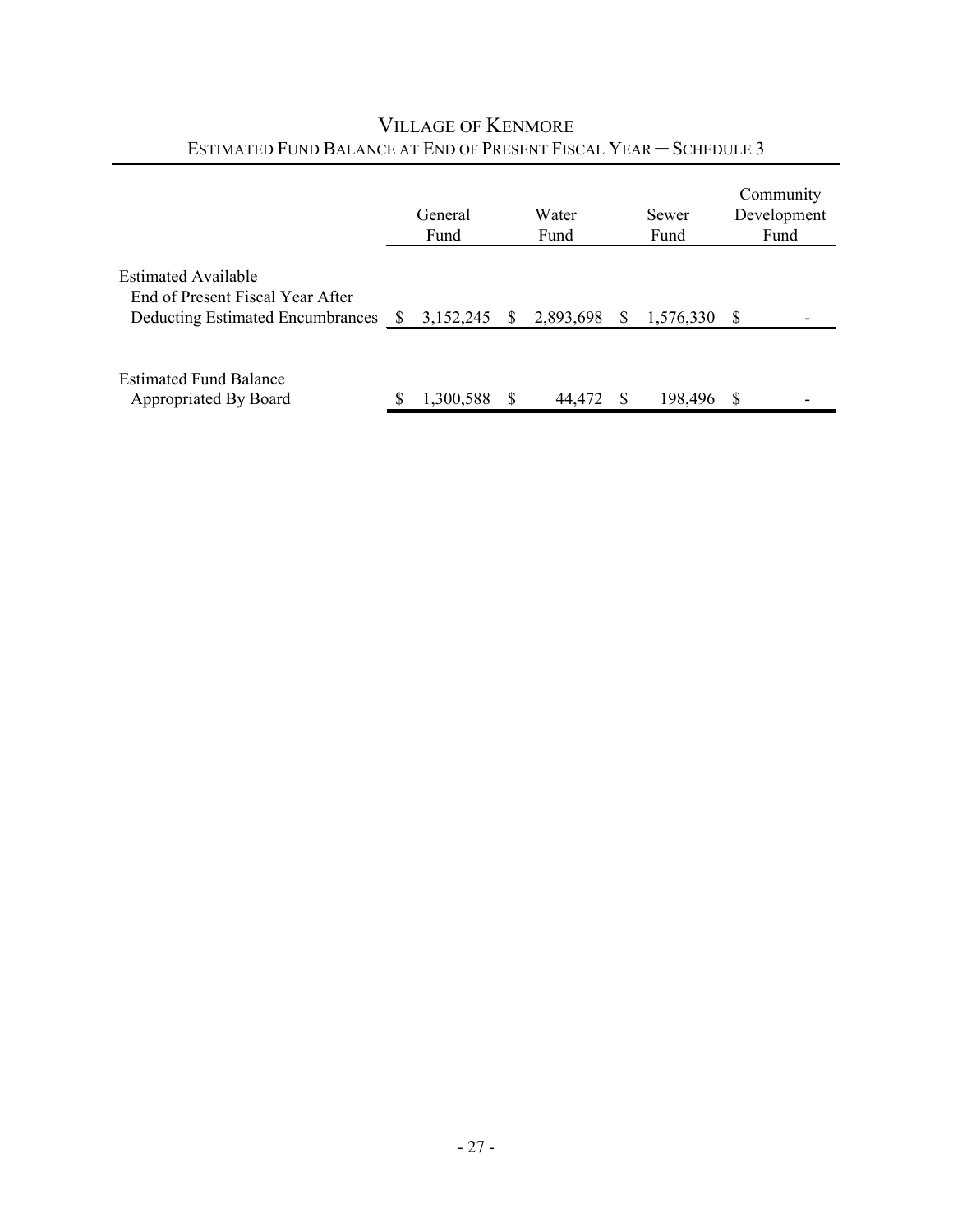# VILLAGE OF KENMORE

## ESTIMATED FUND BALANCE AT END OF PRESENT FISCAL YEAR — SCHEDULE 3

| | General Fund | Water Fund | Sewer Fund | Community Development Fund |
|---|---|---|---|---|
| Estimated Available End of Present Fiscal Year After Deducting Estimated Encumbrances | $ 3,152,245 | $ 2,893,698 | $ 1,576,330 | $ - |
| Estimated Fund Balance Appropriated By Board | $ 1,300,588 | $ 44,472 | $ 198,496 | $ - |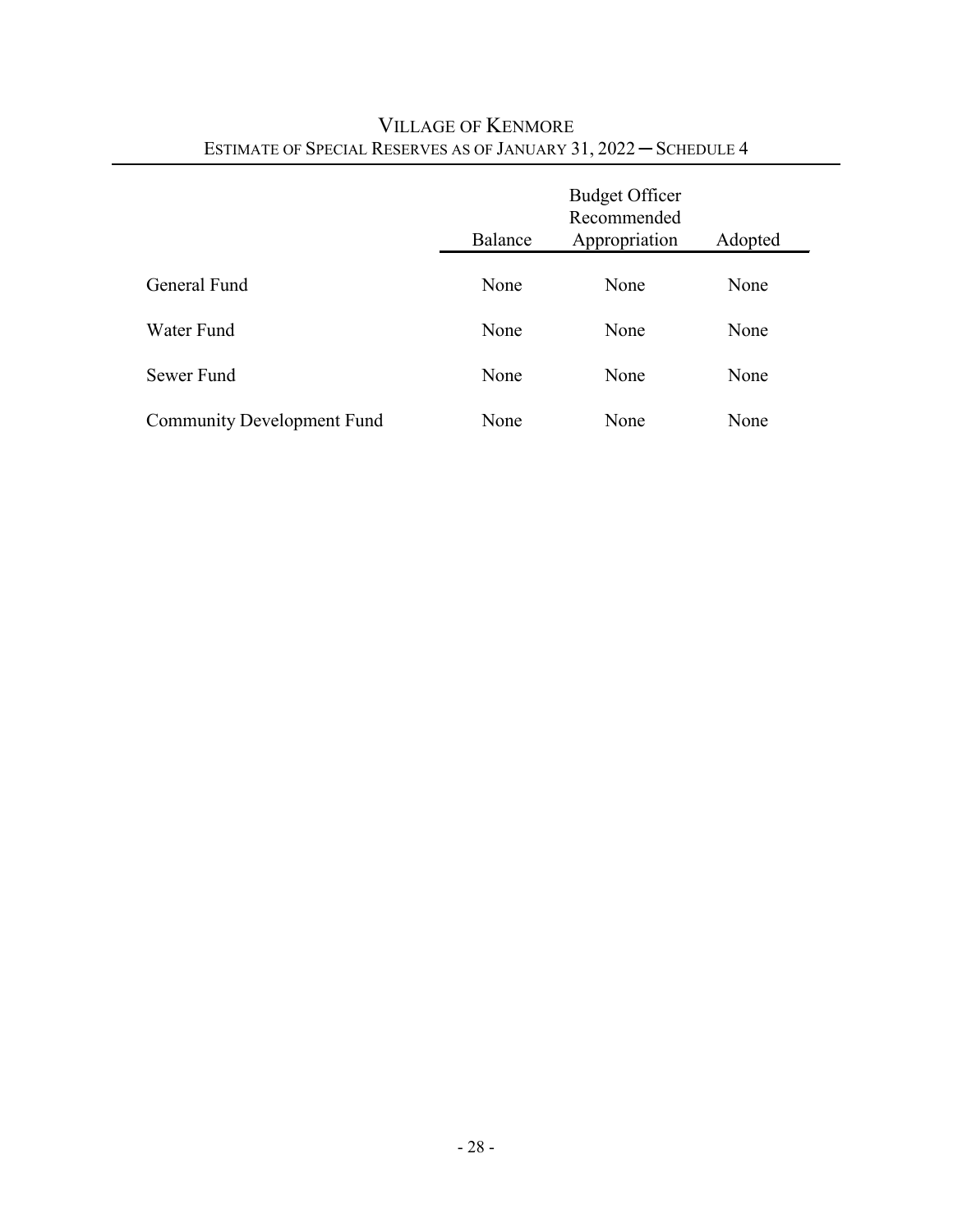# Village of Kenmore

## Estimate of Special Reserves as of January 31, 2022 — Schedule 4

| | Balance | Budget Officer Recommended Appropriation | Adopted |
|---|---|---|---|
| General Fund | None | None | None |
| Water Fund | None | None | None |
| Sewer Fund | None | None | None |
| Community Development Fund | None | None | None |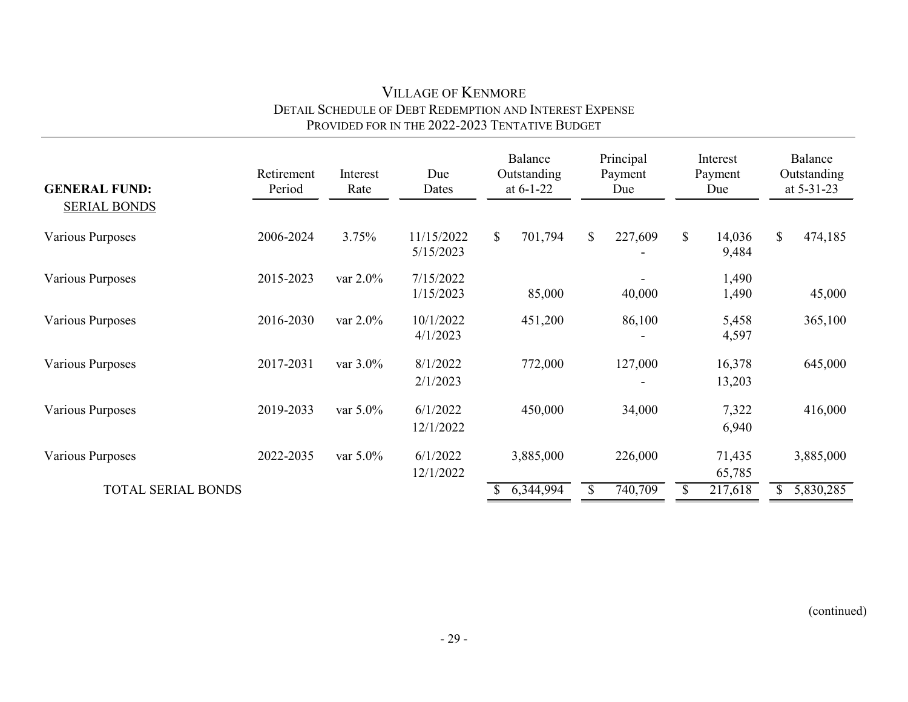# VILLAGE OF KENMORE
## DETAIL SCHEDULE OF DEBT REDEMPTION AND INTEREST EXPENSE
## PROVIDED FOR IN THE 2022-2023 TENTATIVE BUDGET

| **GENERAL FUND:** SERIAL BONDS | Retirement Period | Interest Rate | Due Dates | Balance Outstanding at 6-1-22 | Principal Payment Due | Interest Payment Due | Balance Outstanding at 5-31-23 |
|---|---|---|---|---|---|---|---|
| Various Purposes | 2006-2024 | 3.75% | 11/15/2022 | $ 701,794 | $ 227,609 | $ 14,036 | $ 474,185 |
| | | | 5/15/2023 | | - | 9,484 | |
| Various Purposes | 2015-2023 | var 2.0% | 7/15/2022 | | - | 1,490 | |
| | | | 1/15/2023 | 85,000 | 40,000 | 1,490 | 45,000 |
| Various Purposes | 2016-2030 | var 2.0% | 10/1/2022 | 451,200 | 86,100 | 5,458 | 365,100 |
| | | | 4/1/2023 | | - | 4,597 | |
| Various Purposes | 2017-2031 | var 3.0% | 8/1/2022 | 772,000 | 127,000 | 16,378 | 645,000 |
| | | | 2/1/2023 | | - | 13,203 | |
| Various Purposes | 2019-2033 | var 5.0% | 6/1/2022 | 450,000 | 34,000 | 7,322 | 416,000 |
| | | | 12/1/2022 | | | 6,940 | |
| Various Purposes | 2022-2035 | var 5.0% | 6/1/2022 | 3,885,000 | 226,000 | 71,435 | 3,885,000 |
| | | | 12/1/2022 | | | 65,785 | |
| TOTAL SERIAL BONDS | | | | $ 6,344,994 | $ 740,709 | $ 217,618 | $ 5,830,285 |

(continued)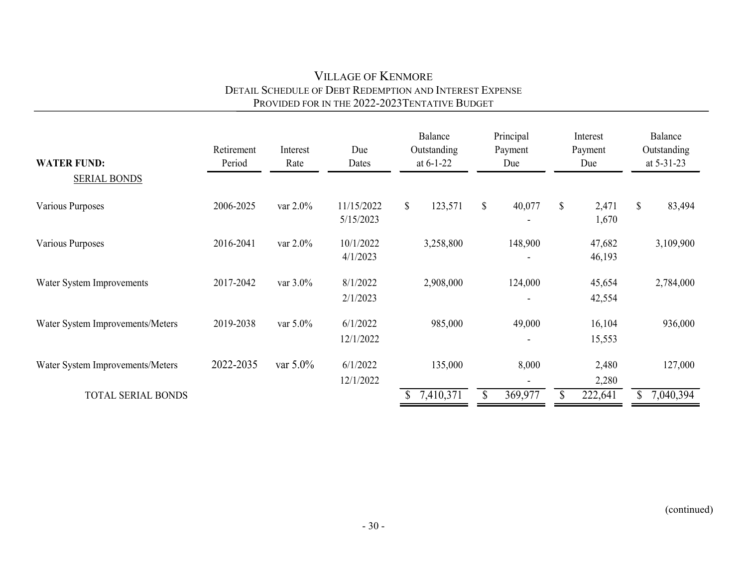# VILLAGE OF KENMORE
## DETAIL SCHEDULE OF DEBT REDEMPTION AND INTEREST EXPENSE
## PROVIDED FOR IN THE 2022-2023TENTATIVE BUDGET

| WATER FUND: | Retirement Period | Interest Rate | Due Dates | Balance Outstanding at 6-1-22 | Principal Payment Due | Interest Payment Due | Balance Outstanding at 5-31-23 |
|---|---|---|---|---|---|---|---|
| SERIAL BONDS | | | | | | | |
| Various Purposes | 2006-2025 | var 2.0% | 11/15/2022 | $ 123,571 | $ 40,077 | $ 2,471 | $ 83,494 |
| | | | 5/15/2023 | | - | 1,670 | |
| Various Purposes | 2016-2041 | var 2.0% | 10/1/2022 | 3,258,800 | 148,900 | 47,682 | 3,109,900 |
| | | | 4/1/2023 | | - | 46,193 | |
| Water System Improvements | 2017-2042 | var 3.0% | 8/1/2022 | 2,908,000 | 124,000 | 45,654 | 2,784,000 |
| | | | 2/1/2023 | | - | 42,554 | |
| Water System Improvements/Meters | 2019-2038 | var 5.0% | 6/1/2022 | 985,000 | 49,000 | 16,104 | 936,000 |
| | | | 12/1/2022 | | - | 15,553 | |
| Water System Improvements/Meters | 2022-2035 | var 5.0% | 6/1/2022 | 135,000 | 8,000 | 2,480 | 127,000 |
| | | | 12/1/2022 | | - | 2,280 | |
| TOTAL SERIAL BONDS | | | | $ 7,410,371 | $ 369,977 | $ 222,641 | $ 7,040,394 |

(continued)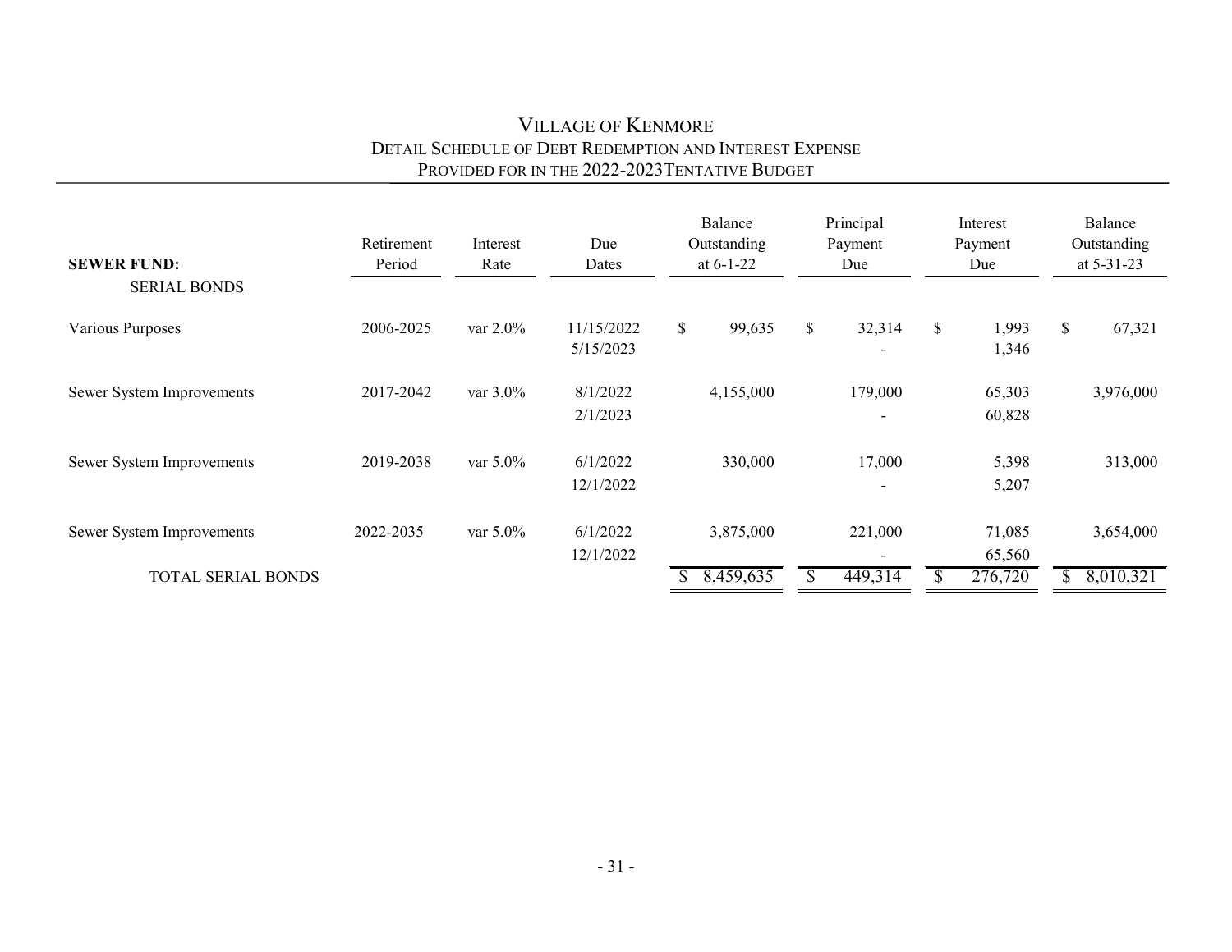# VILLAGE OF KENMORE

## DETAIL SCHEDULE OF DEBT REDEMPTION AND INTEREST EXPENSE

## PROVIDED FOR IN THE 2022-2023TENTATIVE BUDGET

| **SEWER FUND:** | Retirement Period | Interest Rate | Due Dates | Balance Outstanding at 6-1-22 | Principal Payment Due | Interest Payment Due | Balance Outstanding at 5-31-23 |
|---|---|---|---|---|---|---|---|
| SERIAL BONDS | | | | | | | |
| Various Purposes | 2006-2025 | var 2.0% | 11/15/2022 | $ 99,635 | $ 32,314 | $ 1,993 | $ 67,321 |
| | | | 5/15/2023 | | - | 1,346 | |
| Sewer System Improvements | 2017-2042 | var 3.0% | 8/1/2022 | 4,155,000 | 179,000 | 65,303 | 3,976,000 |
| | | | 2/1/2023 | | - | 60,828 | |
| Sewer System Improvements | 2019-2038 | var 5.0% | 6/1/2022 | 330,000 | 17,000 | 5,398 | 313,000 |
| | | | 12/1/2022 | | - | 5,207 | |
| Sewer System Improvements | 2022-2035 | var 5.0% | 6/1/2022 | 3,875,000 | 221,000 | 71,085 | 3,654,000 |
| | | | 12/1/2022 | | - | 65,560 | |
| TOTAL SERIAL BONDS | | | | $ 8,459,635 | $ 449,314 | $ 276,720 | $ 8,010,321 |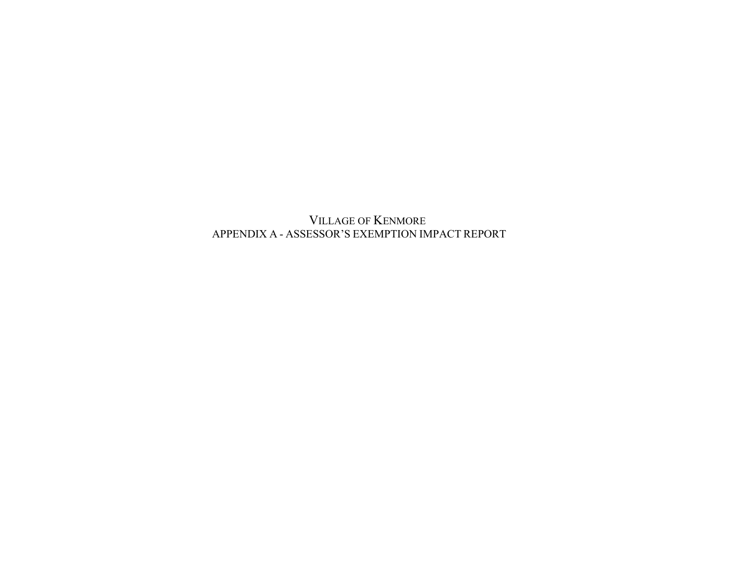# VILLAGE OF KENMORE

## APPENDIX A - ASSESSOR'S EXEMPTION IMPACT REPORT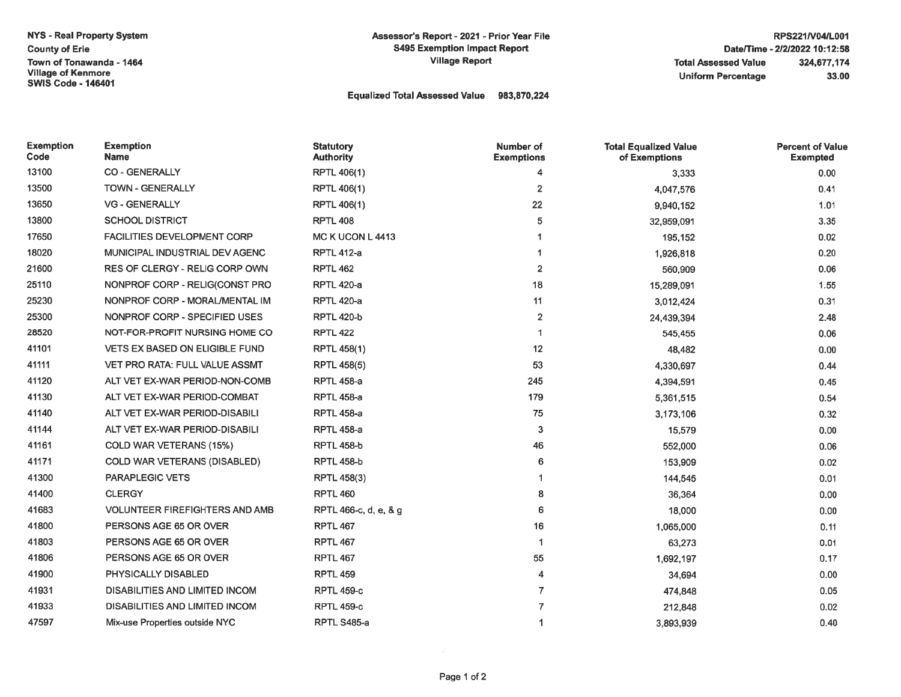NYS - Real Property System
County of Erie
Town of Tonawanda - 1464
Village of Kenmore
SWIS Code - 146401

**Assessor's Report - 2021 - Prior Year File**
**S495 Exemption Impact Report**
**Village Report**

RPS221/V04/L001
Date/Time - 2/2/2022 10:12:58
Total Assessed Value 324,677,174
Uniform Percentage 33.00

Equalized Total Assessed Value 983,870,224

| Exemption Code | Exemption Name | Statutory Authority | Number of Exemptions | Total Equalized Value of Exemptions | Percent of Value Exempted |
|---|---|---|---|---|---|
| 13100 | CO - GENERALLY | RPTL 406(1) | 4 | 3,333 | 0.00 |
| 13500 | TOWN - GENERALLY | RPTL 406(1) | 2 | 4,047,576 | 0.41 |
| 13650 | VG - GENERALLY | RPTL 406(1) | 22 | 9,940,152 | 1.01 |
| 13800 | SCHOOL DISTRICT | RPTL 408 | 5 | 32,959,091 | 3.35 |
| 17650 | FACILITIES DEVELOPMENT CORP | MC K UCON L 4413 | 1 | 195,152 | 0.02 |
| 18020 | MUNICIPAL INDUSTRIAL DEV AGENC | RPTL 412-a | 1 | 1,926,818 | 0.20 |
| 21600 | RES OF CLERGY - RELIG CORP OWN | RPTL 462 | 2 | 560,909 | 0.06 |
| 25110 | NONPROF CORP - RELIG(CONST PRO | RPTL 420-a | 18 | 15,289,091 | 1.55 |
| 25230 | NONPROF CORP - MORAL/MENTAL IM | RPTL 420-a | 11 | 3,012,424 | 0.31 |
| 25300 | NONPROF CORP - SPECIFIED USES | RPTL 420-b | 2 | 24,439,394 | 2.48 |
| 28520 | NOT-FOR-PROFIT NURSING HOME CO | RPTL 422 | 1 | 545,455 | 0.06 |
| 41101 | VETS EX BASED ON ELIGIBLE FUND | RPTL 458(1) | 12 | 48,482 | 0.00 |
| 41111 | VET PRO RATA: FULL VALUE ASSMT | RPTL 458(5) | 53 | 4,330,697 | 0.44 |
| 41120 | ALT VET EX-WAR PERIOD-NON-COMB | RPTL 458-a | 245 | 4,394,591 | 0.45 |
| 41130 | ALT VET EX-WAR PERIOD-COMBAT | RPTL 458-a | 179 | 5,361,515 | 0.54 |
| 41140 | ALT VET EX-WAR PERIOD-DISABILI | RPTL 458-a | 75 | 3,173,106 | 0.32 |
| 41144 | ALT VET EX-WAR PERIOD-DISABILI | RPTL 458-a | 3 | 15,579 | 0.00 |
| 41161 | COLD WAR VETERANS (15%) | RPTL 458-b | 46 | 552,000 | 0.06 |
| 41171 | COLD WAR VETERANS (DISABLED) | RPTL 458-b | 6 | 153,909 | 0.02 |
| 41300 | PARAPLEGIC VETS | RPTL 458(3) | 1 | 144,545 | 0.01 |
| 41400 | CLERGY | RPTL 460 | 8 | 36,364 | 0.00 |
| 41683 | VOLUNTEER FIREFIGHTERS AND AMB | RPTL 466-c, d, e, & g | 6 | 18,000 | 0.00 |
| 41800 | PERSONS AGE 65 OR OVER | RPTL 467 | 16 | 1,065,000 | 0.11 |
| 41803 | PERSONS AGE 65 OR OVER | RPTL 467 | 1 | 63,273 | 0.01 |
| 41806 | PERSONS AGE 65 OR OVER | RPTL 467 | 55 | 1,692,197 | 0.17 |
| 41900 | PHYSICALLY DISABLED | RPTL 459 | 4 | 34,694 | 0.00 |
| 41931 | DISABILITIES AND LIMITED INCOM | RPTL 459-c | 7 | 474,848 | 0.05 |
| 41933 | DISABILITIES AND LIMITED INCOM | RPTL 459-c | 7 | 212,848 | 0.02 |
| 47597 | Mix-use Properties outside NYC | RPTL S485-a | 1 | 3,893,939 | 0.40 |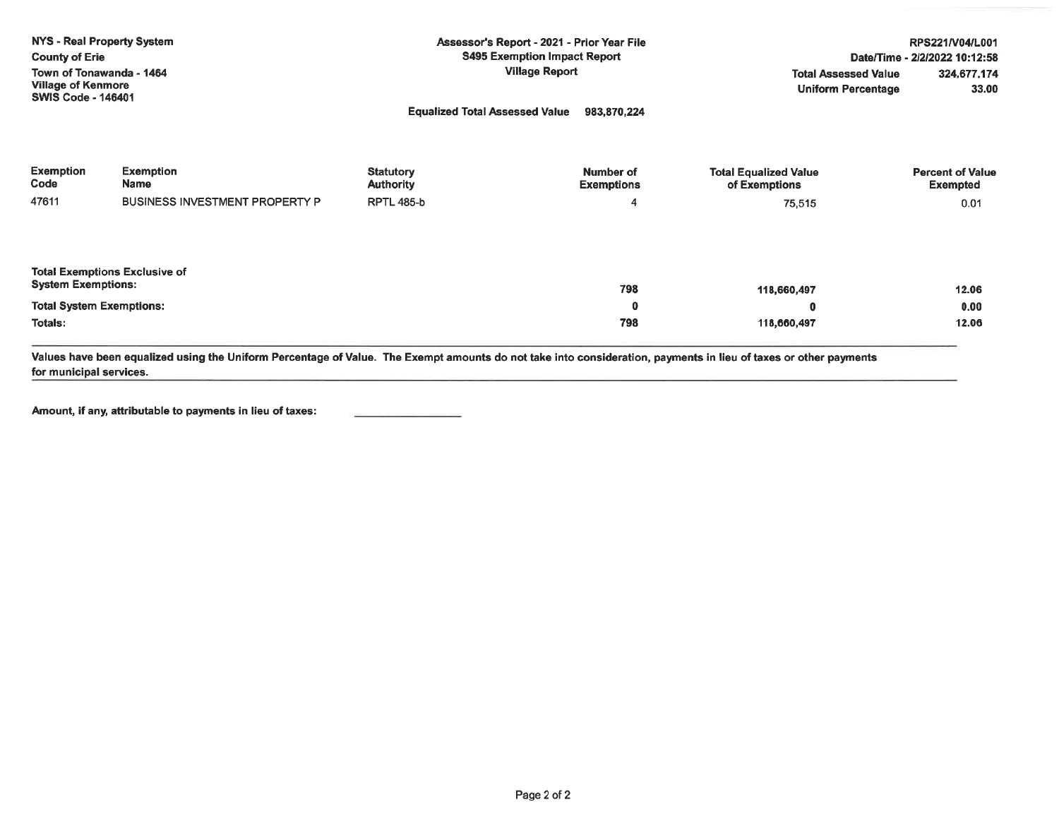NYS - Real Property System
County of Erie
Town of Tonawanda - 1464
Village of Kenmore
SWIS Code - 146401

Assessor's Report - 2021 - Prior Year File
S495 Exemption Impact Report
Village Report

RPS221/V04/L001
Date/Time - 2/2/2022 10:12:58

Total Assessed Value 324,677,174
Uniform Percentage 33.00

Equalized Total Assessed Value 983,870,224

| Exemption Code | Exemption Name | Statutory Authority | Number of Exemptions | Total Equalized Value of Exemptions | Percent of Value Exempted |
|---|---|---|---|---|---|
| 47611 | BUSINESS INVESTMENT PROPERTY P | RPTL 485-b | 4 | 75,515 | 0.01 |
| **Total Exemptions Exclusive of System Exemptions:** | | | **798** | **118,660,497** | **12.06** |
| **Total System Exemptions:** | | | **0** | **0** | **0.00** |
| **Totals:** | | | **798** | **118,660,497** | **12.06** |

**Values have been equalized using the Uniform Percentage of Value. The Exempt amounts do not take into consideration, payments in lieu of taxes or other payments for municipal services.**

**Amount, if any, attributable to payments in lieu of taxes:** ____________